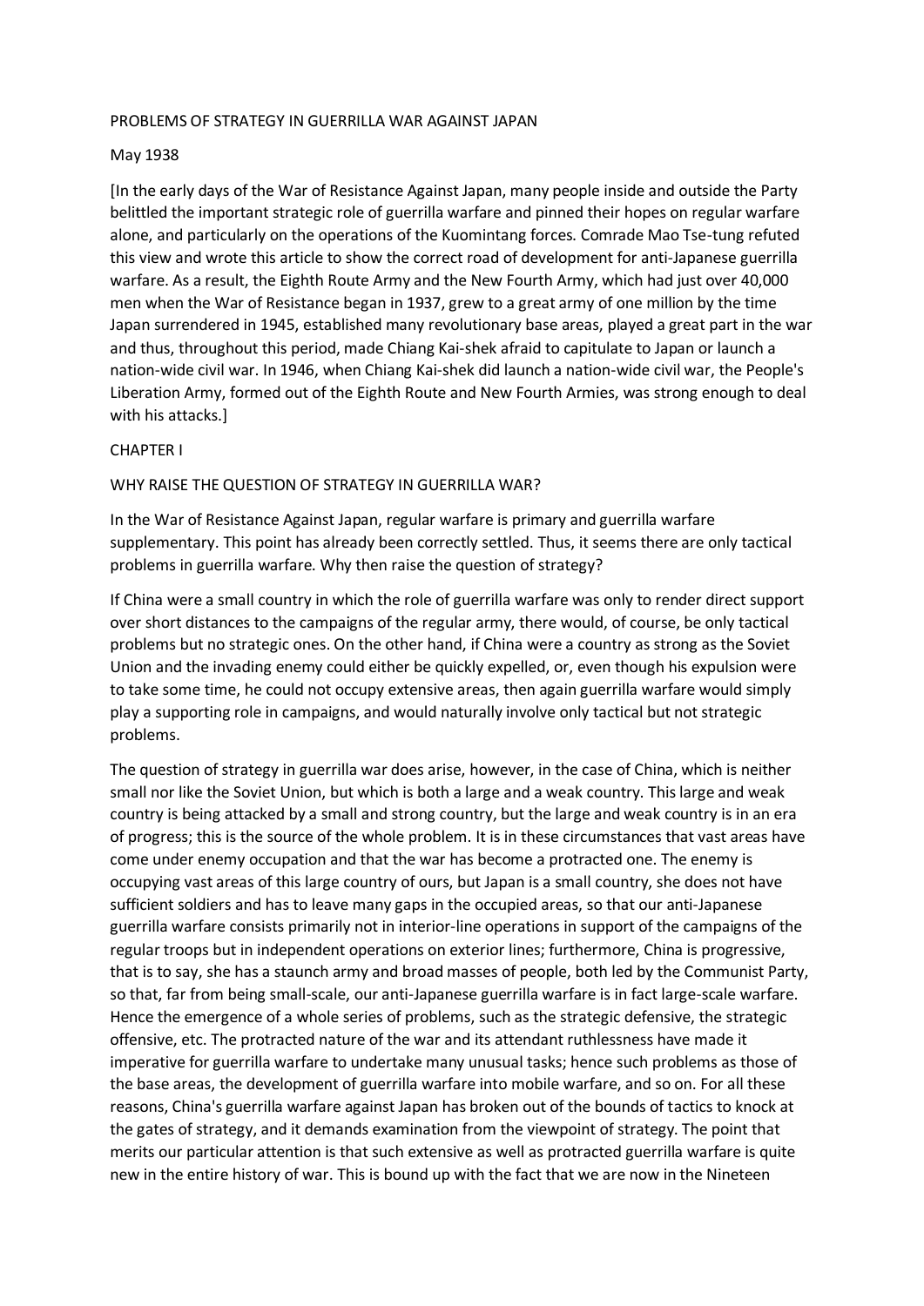# PROBLEMS OF STRATEGY IN GUERRILLA WAR AGAINST JAPAN

May 1938

[In the early days of the War of Resistance Against Japan, many people inside and outside the Party belittled the important strategic role of guerrilla warfare and pinned their hopes on regular warfare alone, and particularly on the operations of the Kuomintang forces. Comrade Mao Tse-tung refuted this view and wrote this article to show the correct road of development for anti-Japanese guerrilla warfare. As a result, the Eighth Route Army and the New Fourth Army, which had just over 40,000 men when the War of Resistance began in 1937, grew to a great army of one million by the time Japan surrendered in 1945, established many revolutionary base areas, played a great part in the war and thus, throughout this period, made Chiang Kai-shek afraid to capitulate to Japan or launch a nation-wide civil war. In 1946, when Chiang Kai-shek did launch a nation-wide civil war, the People's Liberation Army, formed out of the Eighth Route and New Fourth Armies, was strong enough to deal with his attacks.]

## CHAPTER I

## WHY RAISE THE QUESTION OF STRATEGY IN GUERRILLA WAR?

In the War of Resistance Against Japan, regular warfare is primary and guerrilla warfare supplementary. This point has already been correctly settled. Thus, it seems there are only tactical problems in guerrilla warfare. Why then raise the question of strategy?

If China were a small country in which the role of guerrilla warfare was only to render direct support over short distances to the campaigns of the regular army, there would, of course, be only tactical problems but no strategic ones. On the other hand, if China were a country as strong as the Soviet Union and the invading enemy could either be quickly expelled, or, even though his expulsion were to take some time, he could not occupy extensive areas, then again guerrilla warfare would simply play a supporting role in campaigns, and would naturally involve only tactical but not strategic problems.

The question of strategy in guerrilla war does arise, however, in the case of China, which is neither small nor like the Soviet Union, but which is both a large and a weak country. This large and weak country is being attacked by a small and strong country, but the large and weak country is in an era of progress; this is the source of the whole problem. It is in these circumstances that vast areas have come under enemy occupation and that the war has become a protracted one. The enemy is occupying vast areas of this large country of ours, but Japan is a small country, she does not have sufficient soldiers and has to leave many gaps in the occupied areas, so that our anti-Japanese guerrilla warfare consists primarily not in interior-line operations in support of the campaigns of the regular troops but in independent operations on exterior lines; furthermore, China is progressive, that is to say, she has a staunch army and broad masses of people, both led by the Communist Party, so that, far from being small-scale, our anti-Japanese guerrilla warfare is in fact large-scale warfare. Hence the emergence of a whole series of problems, such as the strategic defensive, the strategic offensive, etc. The protracted nature of the war and its attendant ruthlessness have made it imperative for guerrilla warfare to undertake many unusual tasks; hence such problems as those of the base areas, the development of guerrilla warfare into mobile warfare, and so on. For all these reasons, China's guerrilla warfare against Japan has broken out of the bounds of tactics to knock at the gates of strategy, and it demands examination from the viewpoint of strategy. The point that merits our particular attention is that such extensive as well as protracted guerrilla warfare is quite new in the entire history of war. This is bound up with the fact that we are now in the Nineteen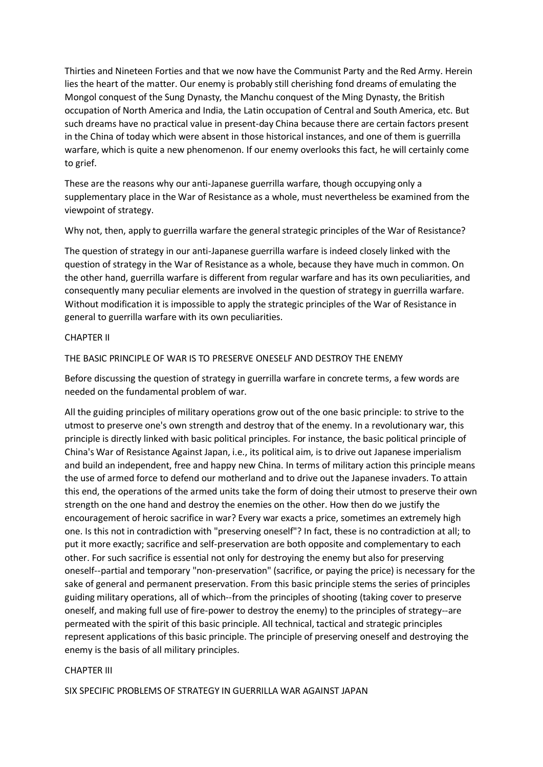Thirties and Nineteen Forties and that we now have the Communist Party and the Red Army. Herein lies the heart of the matter. Our enemy is probably still cherishing fond dreams of emulating the Mongol conquest of the Sung Dynasty, the Manchu conquest of the Ming Dynasty, the British occupation of North America and India, the Latin occupation of Central and South America, etc. But such dreams have no practical value in present-day China because there are certain factors present in the China of today which were absent in those historical instances, and one of them is guerrilla warfare, which is quite a new phenomenon. If our enemy overlooks this fact, he will certainly come to grief.

These are the reasons why our anti-Japanese guerrilla warfare, though occupying only a supplementary place in the War of Resistance as a whole, must nevertheless be examined from the viewpoint of strategy.

Why not, then, apply to guerrilla warfare the general strategic principles of the War of Resistance?

The question of strategy in our anti-Japanese guerrilla warfare is indeed closely linked with the question of strategy in the War of Resistance as a whole, because they have much in common. On the other hand, guerrilla warfare is different from regular warfare and has its own peculiarities, and consequently many peculiar elements are involved in the question of strategy in guerrilla warfare. Without modification it is impossible to apply the strategic principles of the War of Resistance in general to guerrilla warfare with its own peculiarities.

## CHAPTER II

### THE BASIC PRINCIPLE OF WAR IS TO PRESERVE ONESELF AND DESTROY THE ENEMY

Before discussing the question of strategy in guerrilla warfare in concrete terms, a few words are needed on the fundamental problem of war.

All the guiding principles of military operations grow out of the one basic principle: to strive to the utmost to preserve one's own strength and destroy that of the enemy. In a revolutionary war, this principle is directly linked with basic political principles. For instance, the basic political principle of China's War of Resistance Against Japan, i.e., its political aim, is to drive out Japanese imperialism and build an independent, free and happy new China. In terms of military action this principle means the use of armed force to defend our motherland and to drive out the Japanese invaders. To attain this end, the operations of the armed units take the form of doing their utmost to preserve their own strength on the one hand and destroy the enemies on the other. How then do we justify the encouragement of heroic sacrifice in war? Every war exacts a price, sometimes an extremely high one. Is this not in contradiction with "preserving oneself"? In fact, these is no contradiction at all; to put it more exactly; sacrifice and self-preservation are both opposite and complementary to each other. For such sacrifice is essential not only for destroying the enemy but also for preserving oneself--partial and temporary "non-preservation" (sacrifice, or paying the price) is necessary for the sake of general and permanent preservation. From this basic principle stems the series of principles guiding military operations, all of which--from the principles of shooting (taking cover to preserve oneself, and making full use of fire-power to destroy the enemy) to the principles of strategy--are permeated with the spirit of this basic principle. All technical, tactical and strategic principles represent applications of this basic principle. The principle of preserving oneself and destroying the enemy is the basis of all military principles.

## CHAPTER III

### SIX SPECIFIC PROBLEMS OF STRATEGY IN GUERRILLA WAR AGAINST JAPAN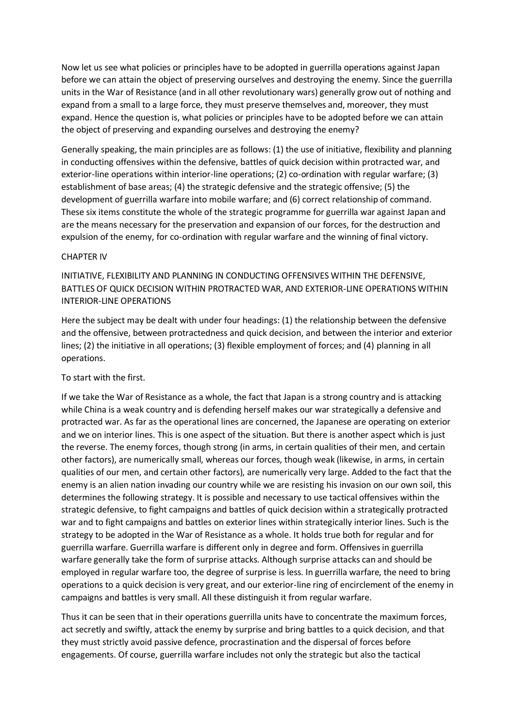Now let us see what policies or principles have to be adopted in guerrilla operations against Japan before we can attain the object of preserving ourselves and destroying the enemy. Since the guerrilla units in the War of Resistance (and in all other revolutionary wars) generally grow out of nothing and expand from a small to a large force, they must preserve themselves and, moreover, they must expand. Hence the question is, what policies or principles have to be adopted before we can attain the object of preserving and expanding ourselves and destroying the enemy?

Generally speaking, the main principles are as follows: (1) the use of initiative, flexibility and planning in conducting offensives within the defensive, battles of quick decision within protracted war, and exterior-line operations within interior-line operations; (2) co-ordination with regular warfare; (3) establishment of base areas; (4) the strategic defensive and the strategic offensive; (5) the development of guerrilla warfare into mobile warfare; and (6) correct relationship of command. These six items constitute the whole of the strategic programme for guerrilla war against Japan and are the means necessary for the preservation and expansion of our forces, for the destruction and expulsion of the enemy, for co-ordination with regular warfare and the winning of final victory.

## CHAPTER IV

## INITIATIVE, FLEXIBILITY AND PLANNING IN CONDUCTING OFFENSIVES WITHIN THE DEFENSIVE, BATTLES OF QUICK DECISION WITHIN PROTRACTED WAR, AND EXTERIOR-LINE OPERATIONS WITHIN INTERIOR-LINE OPERATIONS

Here the subject may be dealt with under four headings: (1) the relationship between the defensive and the offensive, between protractedness and quick decision, and between the interior and exterior lines; (2) the initiative in all operations; (3) flexible employment of forces; and (4) planning in all operations.

To start with the first.

If we take the War of Resistance as a whole, the fact that Japan is a strong country and is attacking while China is a weak country and is defending herself makes our war strategically a defensive and protracted war. As far as the operational lines are concerned, the Japanese are operating on exterior and we on interior lines. This is one aspect of the situation. But there is another aspect which is just the reverse. The enemy forces, though strong (in arms, in certain qualities of their men, and certain other factors), are numerically small, whereas our forces, though weak (likewise, in arms, in certain qualities of our men, and certain other factors), are numerically very large. Added to the fact that the enemy is an alien nation invading our country while we are resisting his invasion on our own soil, this determines the following strategy. It is possible and necessary to use tactical offensives within the strategic defensive, to fight campaigns and battles of quick decision within a strategically protracted war and to fight campaigns and battles on exterior lines within strategically interior lines. Such is the strategy to be adopted in the War of Resistance as a whole. It holds true both for regular and for guerrilla warfare. Guerrilla warfare is different only in degree and form. Offensives in guerrilla warfare generally take the form of surprise attacks. Although surprise attacks can and should be employed in regular warfare too, the degree of surprise is less. In guerrilla warfare, the need to bring operations to a quick decision is very great, and our exterior-line ring of encirclement of the enemy in campaigns and battles is very small. All these distinguish it from regular warfare.

Thus it can be seen that in their operations guerrilla units have to concentrate the maximum forces, act secretly and swiftly, attack the enemy by surprise and bring battles to a quick decision, and that they must strictly avoid passive defence, procrastination and the dispersal of forces before engagements. Of course, guerrilla warfare includes not only the strategic but also the tactical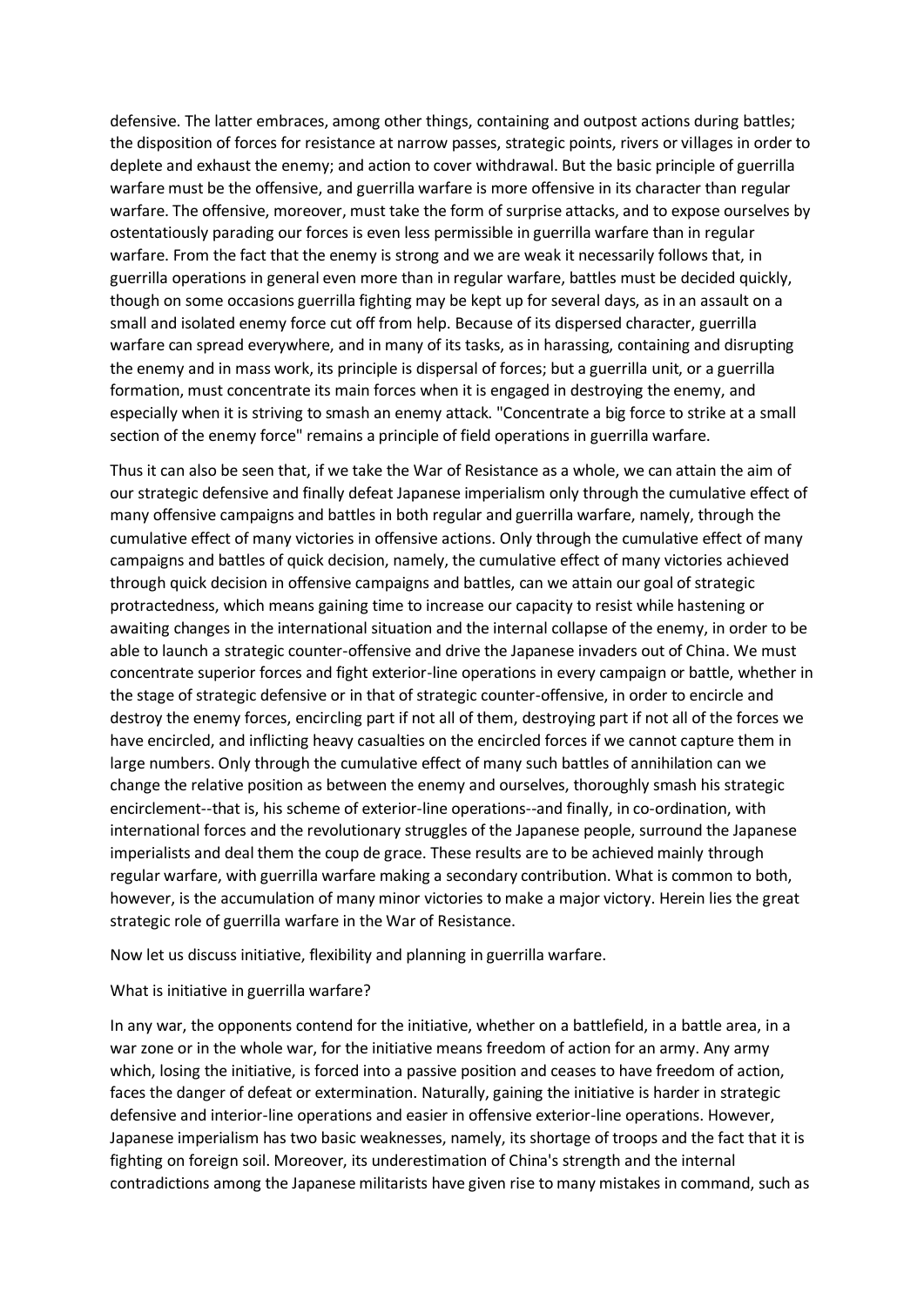defensive. The latter embraces, among other things, containing and outpost actions during battles; the disposition of forces for resistance at narrow passes, strategic points, rivers or villages in order to deplete and exhaust the enemy; and action to cover withdrawal. But the basic principle of guerrilla warfare must be the offensive, and guerrilla warfare is more offensive in its character than regular warfare. The offensive, moreover, must take the form of surprise attacks, and to expose ourselves by ostentatiously parading our forces is even less permissible in guerrilla warfare than in regular warfare. From the fact that the enemy is strong and we are weak it necessarily follows that, in guerrilla operations in general even more than in regular warfare, battles must be decided quickly, though on some occasions guerrilla fighting may be kept up for several days, as in an assault on a small and isolated enemy force cut off from help. Because of its dispersed character, guerrilla warfare can spread everywhere, and in many of its tasks, as in harassing, containing and disrupting the enemy and in mass work, its principle is dispersal of forces; but a guerrilla unit, or a guerrilla formation, must concentrate its main forces when it is engaged in destroying the enemy, and especially when it is striving to smash an enemy attack. "Concentrate a big force to strike at a small section of the enemy force" remains a principle of field operations in guerrilla warfare.

Thus it can also be seen that, if we take the War of Resistance as a whole, we can attain the aim of our strategic defensive and finally defeat Japanese imperialism only through the cumulative effect of many offensive campaigns and battles in both regular and guerrilla warfare, namely, through the cumulative effect of many victories in offensive actions. Only through the cumulative effect of many campaigns and battles of quick decision, namely, the cumulative effect of many victories achieved through quick decision in offensive campaigns and battles, can we attain our goal of strategic protractedness, which means gaining time to increase our capacity to resist while hastening or awaiting changes in the international situation and the internal collapse of the enemy, in order to be able to launch a strategic counter-offensive and drive the Japanese invaders out of China. We must concentrate superior forces and fight exterior-line operations in every campaign or battle, whether in the stage of strategic defensive or in that of strategic counter-offensive, in order to encircle and destroy the enemy forces, encircling part if not all of them, destroying part if not all of the forces we have encircled, and inflicting heavy casualties on the encircled forces if we cannot capture them in large numbers. Only through the cumulative effect of many such battles of annihilation can we change the relative position as between the enemy and ourselves, thoroughly smash his strategic encirclement--that is, his scheme of exterior-line operations--and finally, in co-ordination, with international forces and the revolutionary struggles of the Japanese people, surround the Japanese imperialists and deal them the coup de grace. These results are to be achieved mainly through regular warfare, with guerrilla warfare making a secondary contribution. What is common to both, however, is the accumulation of many minor victories to make a major victory. Herein lies the great strategic role of guerrilla warfare in the War of Resistance.

Now let us discuss initiative, flexibility and planning in guerrilla warfare.

What is initiative in guerrilla warfare?

In any war, the opponents contend for the initiative, whether on a battlefield, in a battle area, in a war zone or in the whole war, for the initiative means freedom of action for an army. Any army which, losing the initiative, is forced into a passive position and ceases to have freedom of action, faces the danger of defeat or extermination. Naturally, gaining the initiative is harder in strategic defensive and interior-line operations and easier in offensive exterior-line operations. However, Japanese imperialism has two basic weaknesses, namely, its shortage of troops and the fact that it is fighting on foreign soil. Moreover, its underestimation of China's strength and the internal contradictions among the Japanese militarists have given rise to many mistakes in command, such as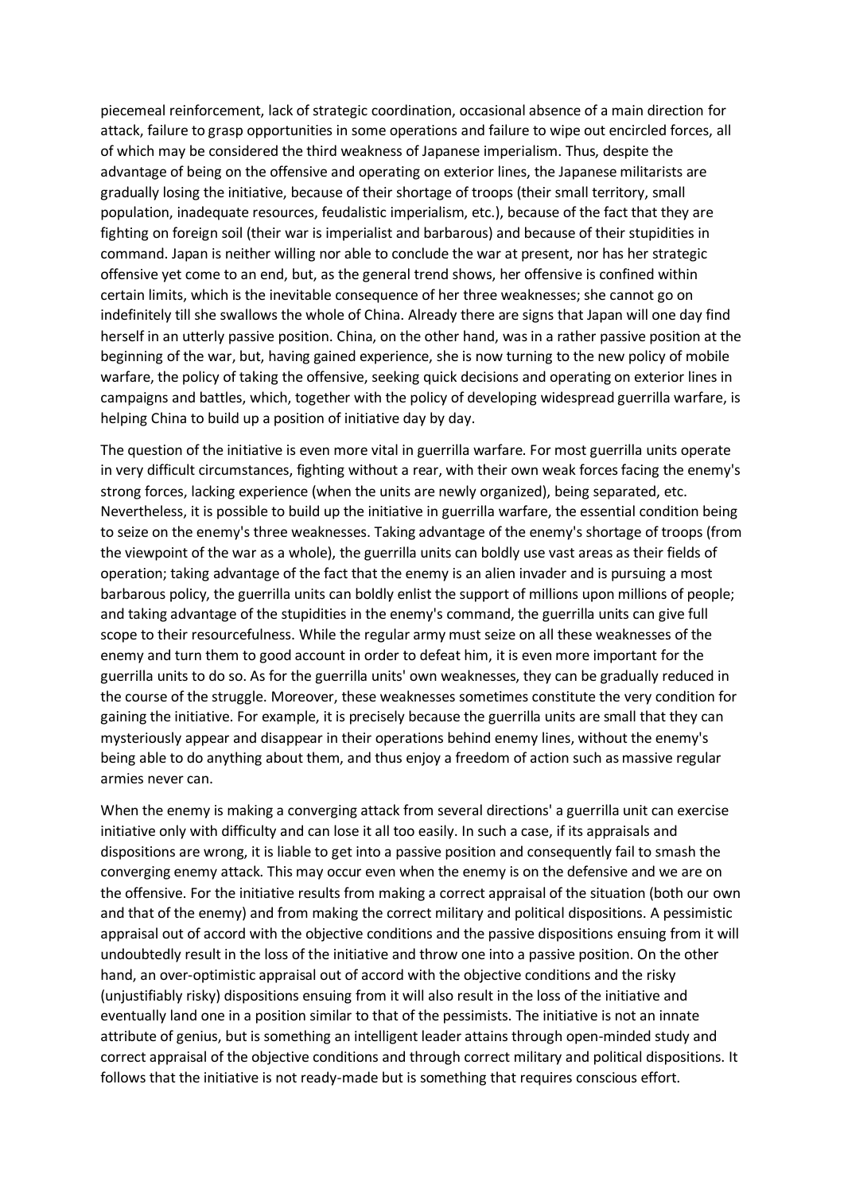piecemeal reinforcement, lack of strategic coordination, occasional absence of a main direction for attack, failure to grasp opportunities in some operations and failure to wipe out encircled forces, all of which may be considered the third weakness of Japanese imperialism. Thus, despite the advantage of being on the offensive and operating on exterior lines, the Japanese militarists are gradually losing the initiative, because of their shortage of troops (their small territory, small population, inadequate resources, feudalistic imperialism, etc.), because of the fact that they are fighting on foreign soil (their war is imperialist and barbarous) and because of their stupidities in command. Japan is neither willing nor able to conclude the war at present, nor has her strategic offensive yet come to an end, but, as the general trend shows, her offensive is confined within certain limits, which is the inevitable consequence of her three weaknesses; she cannot go on indefinitely till she swallows the whole of China. Already there are signs that Japan will one day find herself in an utterly passive position. China, on the other hand, was in a rather passive position at the beginning of the war, but, having gained experience, she is now turning to the new policy of mobile warfare, the policy of taking the offensive, seeking quick decisions and operating on exterior lines in campaigns and battles, which, together with the policy of developing widespread guerrilla warfare, is helping China to build up a position of initiative day by day.

The question of the initiative is even more vital in guerrilla warfare. For most guerrilla units operate in very difficult circumstances, fighting without a rear, with their own weak forces facing the enemy's strong forces, lacking experience (when the units are newly organized), being separated, etc. Nevertheless, it is possible to build up the initiative in guerrilla warfare, the essential condition being to seize on the enemy's three weaknesses. Taking advantage of the enemy's shortage of troops (from the viewpoint of the war as a whole), the guerrilla units can boldly use vast areas as their fields of operation; taking advantage of the fact that the enemy is an alien invader and is pursuing a most barbarous policy, the guerrilla units can boldly enlist the support of millions upon millions of people; and taking advantage of the stupidities in the enemy's command, the guerrilla units can give full scope to their resourcefulness. While the regular army must seize on all these weaknesses of the enemy and turn them to good account in order to defeat him, it is even more important for the guerrilla units to do so. As for the guerrilla units' own weaknesses, they can be gradually reduced in the course of the struggle. Moreover, these weaknesses sometimes constitute the very condition for gaining the initiative. For example, it is precisely because the guerrilla units are small that they can mysteriously appear and disappear in their operations behind enemy lines, without the enemy's being able to do anything about them, and thus enjoy a freedom of action such as massive regular armies never can.

When the enemy is making a converging attack from several directions' a guerrilla unit can exercise initiative only with difficulty and can lose it all too easily. In such a case, if its appraisals and dispositions are wrong, it is liable to get into a passive position and consequently fail to smash the converging enemy attack. This may occur even when the enemy is on the defensive and we are on the offensive. For the initiative results from making a correct appraisal of the situation (both our own and that of the enemy) and from making the correct military and political dispositions. A pessimistic appraisal out of accord with the objective conditions and the passive dispositions ensuing from it will undoubtedly result in the loss of the initiative and throw one into a passive position. On the other hand, an over-optimistic appraisal out of accord with the objective conditions and the risky (unjustifiably risky) dispositions ensuing from it will also result in the loss of the initiative and eventually land one in a position similar to that of the pessimists. The initiative is not an innate attribute of genius, but is something an intelligent leader attains through open-minded study and correct appraisal of the objective conditions and through correct military and political dispositions. It follows that the initiative is not ready-made but is something that requires conscious effort.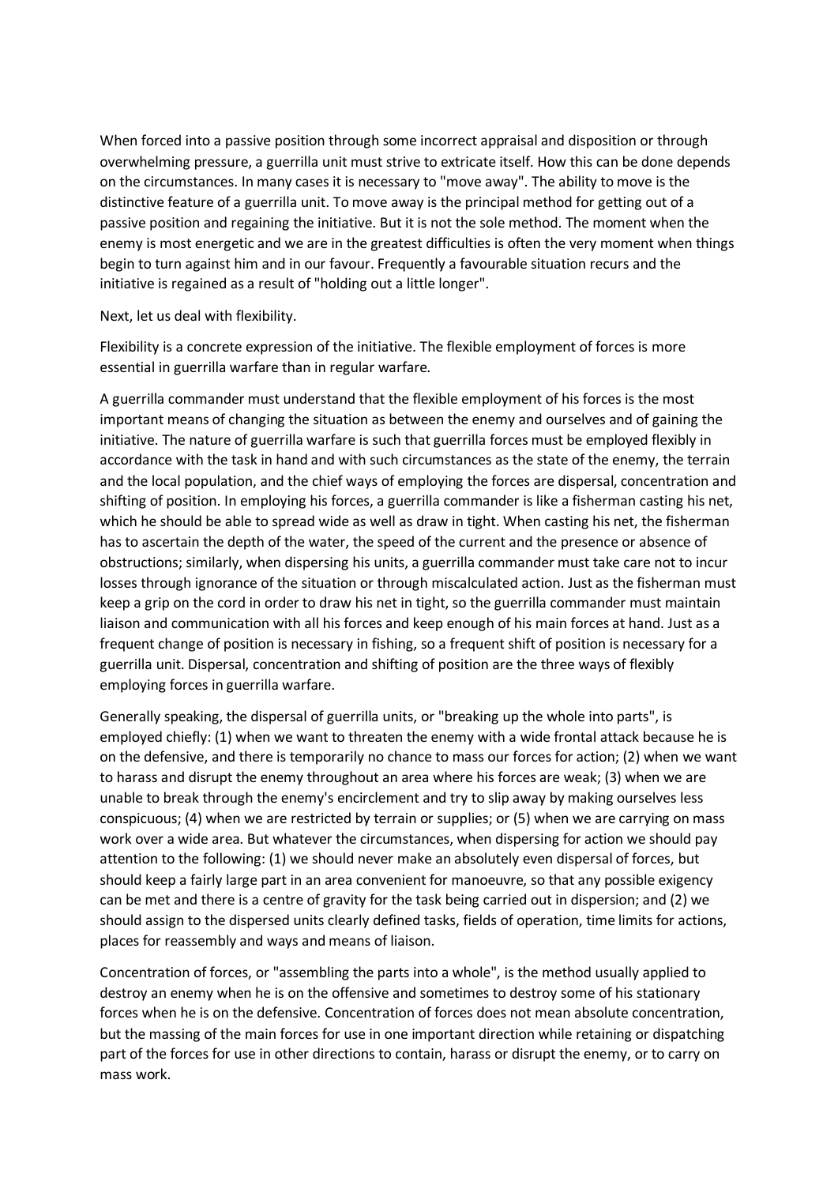When forced into a passive position through some incorrect appraisal and disposition or through overwhelming pressure, a guerrilla unit must strive to extricate itself. How this can be done depends on the circumstances. In many cases it is necessary to "move away". The ability to move is the distinctive feature of a guerrilla unit. To move away is the principal method for getting out of a passive position and regaining the initiative. But it is not the sole method. The moment when the enemy is most energetic and we are in the greatest difficulties is often the very moment when things begin to turn against him and in our favour. Frequently a favourable situation recurs and the initiative is regained as a result of "holding out a little longer".

Next, let us deal with flexibility.

Flexibility is a concrete expression of the initiative. The flexible employment of forces is more essential in guerrilla warfare than in regular warfare.

A guerrilla commander must understand that the flexible employment of his forces is the most important means of changing the situation as between the enemy and ourselves and of gaining the initiative. The nature of guerrilla warfare is such that guerrilla forces must be employed flexibly in accordance with the task in hand and with such circumstances as the state of the enemy, the terrain and the local population, and the chief ways of employing the forces are dispersal, concentration and shifting of position. In employing his forces, a guerrilla commander is like a fisherman casting his net, which he should be able to spread wide as well as draw in tight. When casting his net, the fisherman has to ascertain the depth of the water, the speed of the current and the presence or absence of obstructions; similarly, when dispersing his units, a guerrilla commander must take care not to incur losses through ignorance of the situation or through miscalculated action. Just as the fisherman must keep a grip on the cord in order to draw his net in tight, so the guerrilla commander must maintain liaison and communication with all his forces and keep enough of his main forces at hand. Just as a frequent change of position is necessary in fishing, so a frequent shift of position is necessary for a guerrilla unit. Dispersal, concentration and shifting of position are the three ways of flexibly employing forces in guerrilla warfare.

Generally speaking, the dispersal of guerrilla units, or "breaking up the whole into parts", is employed chiefly: (1) when we want to threaten the enemy with a wide frontal attack because he is on the defensive, and there is temporarily no chance to mass our forces for action; (2) when we want to harass and disrupt the enemy throughout an area where his forces are weak; (3) when we are unable to break through the enemy's encirclement and try to slip away by making ourselves less conspicuous; (4) when we are restricted by terrain or supplies; or (5) when we are carrying on mass work over a wide area. But whatever the circumstances, when dispersing for action we should pay attention to the following: (1) we should never make an absolutely even dispersal of forces, but should keep a fairly large part in an area convenient for manoeuvre, so that any possible exigency can be met and there is a centre of gravity for the task being carried out in dispersion; and (2) we should assign to the dispersed units clearly defined tasks, fields of operation, time limits for actions, places for reassembly and ways and means of liaison.

Concentration of forces, or "assembling the parts into a whole", is the method usually applied to destroy an enemy when he is on the offensive and sometimes to destroy some of his stationary forces when he is on the defensive. Concentration of forces does not mean absolute concentration, but the massing of the main forces for use in one important direction while retaining or dispatching part of the forces for use in other directions to contain, harass or disrupt the enemy, or to carry on mass work.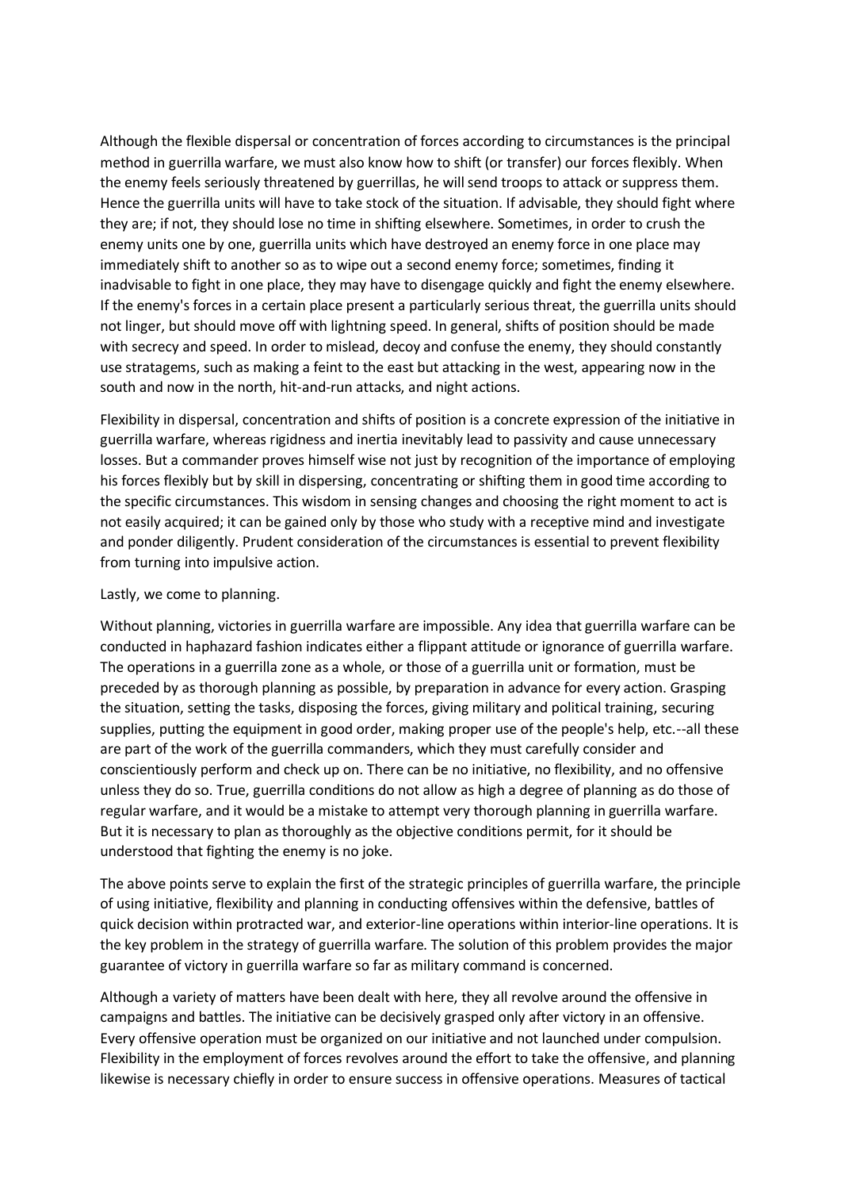Although the flexible dispersal or concentration of forces according to circumstances is the principal method in guerrilla warfare, we must also know how to shift (or transfer) our forces flexibly. When the enemy feels seriously threatened by guerrillas, he will send troops to attack or suppress them. Hence the guerrilla units will have to take stock of the situation. If advisable, they should fight where they are; if not, they should lose no time in shifting elsewhere. Sometimes, in order to crush the enemy units one by one, guerrilla units which have destroyed an enemy force in one place may immediately shift to another so as to wipe out a second enemy force; sometimes, finding it inadvisable to fight in one place, they may have to disengage quickly and fight the enemy elsewhere. If the enemy's forces in a certain place present a particularly serious threat, the guerrilla units should not linger, but should move off with lightning speed. In general, shifts of position should be made with secrecy and speed. In order to mislead, decoy and confuse the enemy, they should constantly use stratagems, such as making a feint to the east but attacking in the west, appearing now in the south and now in the north, hit-and-run attacks, and night actions.

Flexibility in dispersal, concentration and shifts of position is a concrete expression of the initiative in guerrilla warfare, whereas rigidness and inertia inevitably lead to passivity and cause unnecessary losses. But a commander proves himself wise not just by recognition of the importance of employing his forces flexibly but by skill in dispersing, concentrating or shifting them in good time according to the specific circumstances. This wisdom in sensing changes and choosing the right moment to act is not easily acquired; it can be gained only by those who study with a receptive mind and investigate and ponder diligently. Prudent consideration of the circumstances is essential to prevent flexibility from turning into impulsive action.

Lastly, we come to planning.

Without planning, victories in guerrilla warfare are impossible. Any idea that guerrilla warfare can be conducted in haphazard fashion indicates either a flippant attitude or ignorance of guerrilla warfare. The operations in a guerrilla zone as a whole, or those of a guerrilla unit or formation, must be preceded by as thorough planning as possible, by preparation in advance for every action. Grasping the situation, setting the tasks, disposing the forces, giving military and political training, securing supplies, putting the equipment in good order, making proper use of the people's help, etc.--all these are part of the work of the guerrilla commanders, which they must carefully consider and conscientiously perform and check up on. There can be no initiative, no flexibility, and no offensive unless they do so. True, guerrilla conditions do not allow as high a degree of planning as do those of regular warfare, and it would be a mistake to attempt very thorough planning in guerrilla warfare. But it is necessary to plan as thoroughly as the objective conditions permit, for it should be understood that fighting the enemy is no joke.

The above points serve to explain the first of the strategic principles of guerrilla warfare, the principle of using initiative, flexibility and planning in conducting offensives within the defensive, battles of quick decision within protracted war, and exterior-line operations within interior-line operations. It is the key problem in the strategy of guerrilla warfare. The solution of this problem provides the major guarantee of victory in guerrilla warfare so far as military command is concerned.

Although a variety of matters have been dealt with here, they all revolve around the offensive in campaigns and battles. The initiative can be decisively grasped only after victory in an offensive. Every offensive operation must be organized on our initiative and not launched under compulsion. Flexibility in the employment of forces revolves around the effort to take the offensive, and planning likewise is necessary chiefly in order to ensure success in offensive operations. Measures of tactical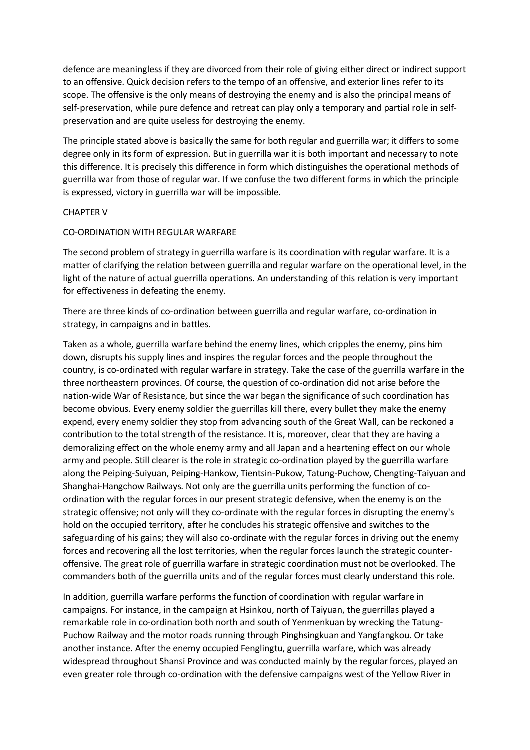defence are meaningless if they are divorced from their role of giving either direct or indirect support to an offensive. Quick decision refers to the tempo of an offensive, and exterior lines refer to its scope. The offensive is the only means of destroying the enemy and is also the principal means of self-preservation, while pure defence and retreat can play only a temporary and partial role in self-preservation and are quite useless for destroying the enemy.

The principle stated above is basically the same for both regular and guerrilla war; it differs to some degree only in its form of expression. But in guerrilla war it is both important and necessary to note this difference. It is precisely this difference in form which distinguishes the operational methods of guerrilla war from those of regular war. If we confuse the two different forms in which the principle is expressed, victory in guerrilla war will be impossible.

## CHAPTER V

## CO-ORDINATION WITH REGULAR WARFARE

The second problem of strategy in guerrilla warfare is its coordination with regular warfare. It is a matter of clarifying the relation between guerrilla and regular warfare on the operational level, in the light of the nature of actual guerrilla operations. An understanding of this relation is very important for effectiveness in defeating the enemy.

There are three kinds of co-ordination between guerrilla and regular warfare, co-ordination in strategy, in campaigns and in battles.

Taken as a whole, guerrilla warfare behind the enemy lines, which cripples the enemy, pins him down, disrupts his supply lines and inspires the regular forces and the people throughout the country, is co-ordinated with regular warfare in strategy. Take the case of the guerrilla warfare in the three northeastern provinces. Of course, the question of co-ordination did not arise before the nation-wide War of Resistance, but since the war began the significance of such coordination has become obvious. Every enemy soldier the guerrillas kill there, every bullet they make the enemy expend, every enemy soldier they stop from advancing south of the Great Wall, can be reckoned a contribution to the total strength of the resistance. It is, moreover, clear that they are having a demoralizing effect on the whole enemy army and all Japan and a heartening effect on our whole army and people. Still clearer is the role in strategic co-ordination played by the guerrilla warfare along the Peiping-Suiyuan, Peiping-Hankow, Tientsin-Pukow, Tatung-Puchow, Chengting-Taiyuan and Shanghai-Hangchow Railways. Not only are the guerrilla units performing the function of co-ordination with the regular forces in our present strategic defensive, when the enemy is on the strategic offensive; not only will they co-ordinate with the regular forces in disrupting the enemy's hold on the occupied territory, after he concludes his strategic offensive and switches to the safeguarding of his gains; they will also co-ordinate with the regular forces in driving out the enemy forces and recovering all the lost territories, when the regular forces launch the strategic counter-offensive. The great role of guerrilla warfare in strategic coordination must not be overlooked. The commanders both of the guerrilla units and of the regular forces must clearly understand this role.

In addition, guerrilla warfare performs the function of coordination with regular warfare in campaigns. For instance, in the campaign at Hsinkou, north of Taiyuan, the guerrillas played a remarkable role in co-ordination both north and south of Yenmenkuan by wrecking the Tatung-Puchow Railway and the motor roads running through Pinghsingkuan and Yangfangkou. Or take another instance. After the enemy occupied Fenglingtu, guerrilla warfare, which was already widespread throughout Shansi Province and was conducted mainly by the regular forces, played an even greater role through co-ordination with the defensive campaigns west of the Yellow River in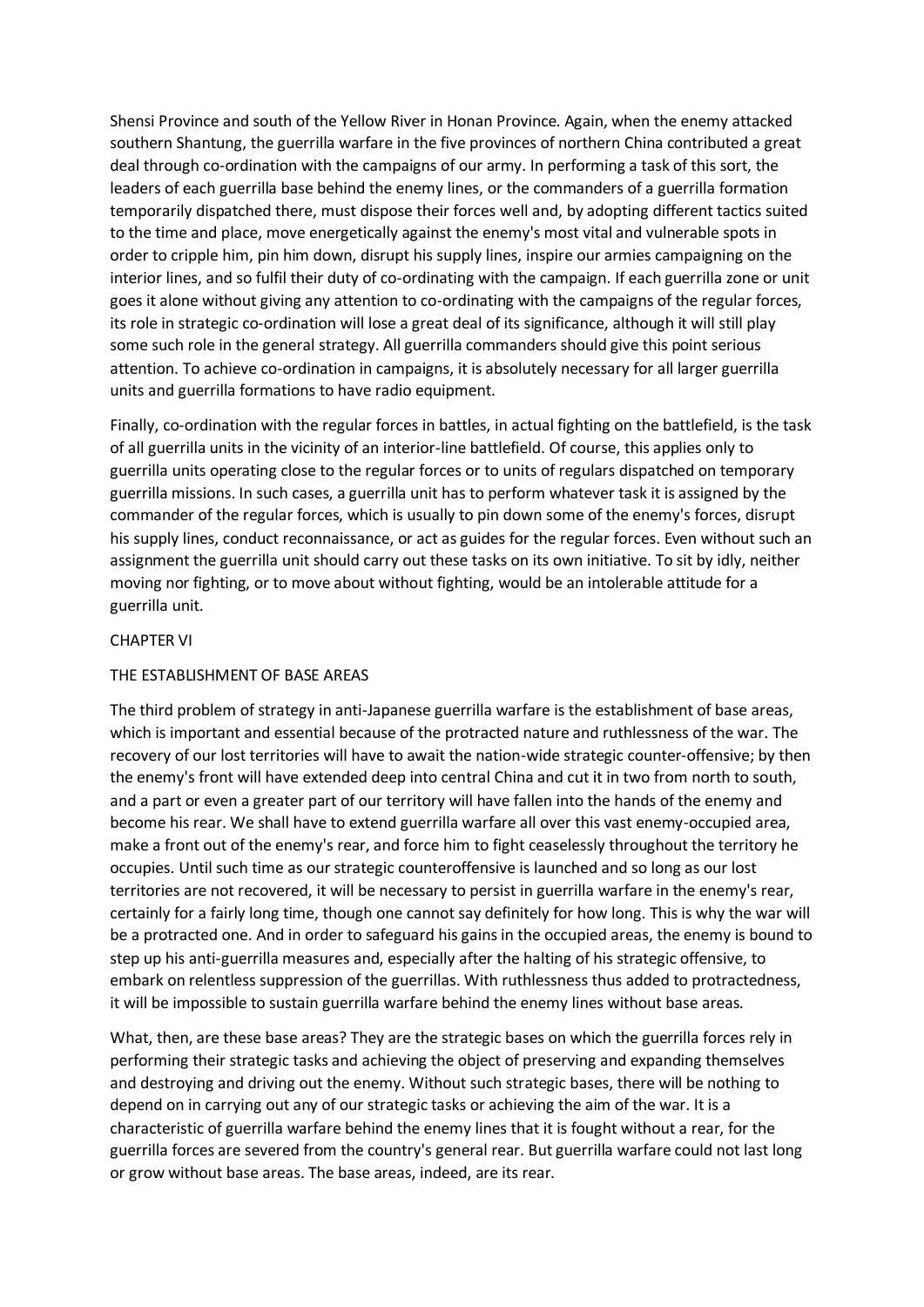Shensi Province and south of the Yellow River in Honan Province. Again, when the enemy attacked southern Shantung, the guerrilla warfare in the five provinces of northern China contributed a great deal through co-ordination with the campaigns of our army. In performing a task of this sort, the leaders of each guerrilla base behind the enemy lines, or the commanders of a guerrilla formation temporarily dispatched there, must dispose their forces well and, by adopting different tactics suited to the time and place, move energetically against the enemy's most vital and vulnerable spots in order to cripple him, pin him down, disrupt his supply lines, inspire our armies campaigning on the interior lines, and so fulfil their duty of co-ordinating with the campaign. If each guerrilla zone or unit goes it alone without giving any attention to co-ordinating with the campaigns of the regular forces, its role in strategic co-ordination will lose a great deal of its significance, although it will still play some such role in the general strategy. All guerrilla commanders should give this point serious attention. To achieve co-ordination in campaigns, it is absolutely necessary for all larger guerrilla units and guerrilla formations to have radio equipment.

Finally, co-ordination with the regular forces in battles, in actual fighting on the battlefield, is the task of all guerrilla units in the vicinity of an interior-line battlefield. Of course, this applies only to guerrilla units operating close to the regular forces or to units of regulars dispatched on temporary guerrilla missions. In such cases, a guerrilla unit has to perform whatever task it is assigned by the commander of the regular forces, which is usually to pin down some of the enemy's forces, disrupt his supply lines, conduct reconnaissance, or act as guides for the regular forces. Even without such an assignment the guerrilla unit should carry out these tasks on its own initiative. To sit by idly, neither moving nor fighting, or to move about without fighting, would be an intolerable attitude for a guerrilla unit.

## CHAPTER VI

## THE ESTABLISHMENT OF BASE AREAS

The third problem of strategy in anti-Japanese guerrilla warfare is the establishment of base areas, which is important and essential because of the protracted nature and ruthlessness of the war. The recovery of our lost territories will have to await the nation-wide strategic counter-offensive; by then the enemy's front will have extended deep into central China and cut it in two from north to south, and a part or even a greater part of our territory will have fallen into the hands of the enemy and become his rear. We shall have to extend guerrilla warfare all over this vast enemy-occupied area, make a front out of the enemy's rear, and force him to fight ceaselessly throughout the territory he occupies. Until such time as our strategic counteroffensive is launched and so long as our lost territories are not recovered, it will be necessary to persist in guerrilla warfare in the enemy's rear, certainly for a fairly long time, though one cannot say definitely for how long. This is why the war will be a protracted one. And in order to safeguard his gains in the occupied areas, the enemy is bound to step up his anti-guerrilla measures and, especially after the halting of his strategic offensive, to embark on relentless suppression of the guerrillas. With ruthlessness thus added to protractedness, it will be impossible to sustain guerrilla warfare behind the enemy lines without base areas.

What, then, are these base areas? They are the strategic bases on which the guerrilla forces rely in performing their strategic tasks and achieving the object of preserving and expanding themselves and destroying and driving out the enemy. Without such strategic bases, there will be nothing to depend on in carrying out any of our strategic tasks or achieving the aim of the war. It is a characteristic of guerrilla warfare behind the enemy lines that it is fought without a rear, for the guerrilla forces are severed from the country's general rear. But guerrilla warfare could not last long or grow without base areas. The base areas, indeed, are its rear.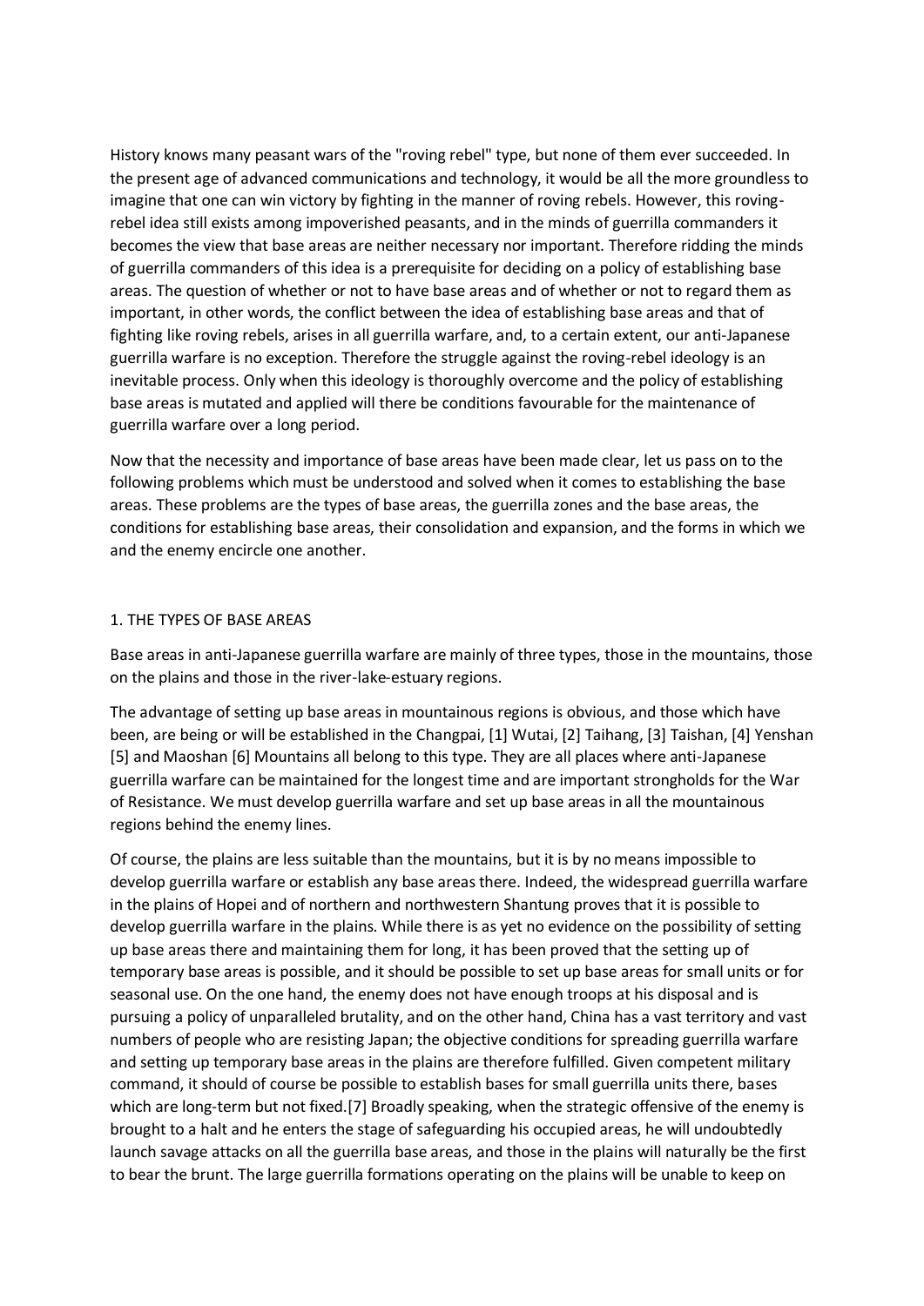History knows many peasant wars of the "roving rebel" type, but none of them ever succeeded. In the present age of advanced communications and technology, it would be all the more groundless to imagine that one can win victory by fighting in the manner of roving rebels. However, this roving-rebel idea still exists among impoverished peasants, and in the minds of guerrilla commanders it becomes the view that base areas are neither necessary nor important. Therefore ridding the minds of guerrilla commanders of this idea is a prerequisite for deciding on a policy of establishing base areas. The question of whether or not to have base areas and of whether or not to regard them as important, in other words, the conflict between the idea of establishing base areas and that of fighting like roving rebels, arises in all guerrilla warfare, and, to a certain extent, our anti-Japanese guerrilla warfare is no exception. Therefore the struggle against the roving-rebel ideology is an inevitable process. Only when this ideology is thoroughly overcome and the policy of establishing base areas is mutated and applied will there be conditions favourable for the maintenance of guerrilla warfare over a long period.

Now that the necessity and importance of base areas have been made clear, let us pass on to the following problems which must be understood and solved when it comes to establishing the base areas. These problems are the types of base areas, the guerrilla zones and the base areas, the conditions for establishing base areas, their consolidation and expansion, and the forms in which we and the enemy encircle one another.

### 1. THE TYPES OF BASE AREAS

Base areas in anti-Japanese guerrilla warfare are mainly of three types, those in the mountains, those on the plains and those in the river-lake-estuary regions.

The advantage of setting up base areas in mountainous regions is obvious, and those which have been, are being or will be established in the Changpai, [1] Wutai, [2] Taihang, [3] Taishan, [4] Yenshan [5] and Maoshan [6] Mountains all belong to this type. They are all places where anti-Japanese guerrilla warfare can be maintained for the longest time and are important strongholds for the War of Resistance. We must develop guerrilla warfare and set up base areas in all the mountainous regions behind the enemy lines.

Of course, the plains are less suitable than the mountains, but it is by no means impossible to develop guerrilla warfare or establish any base areas there. Indeed, the widespread guerrilla warfare in the plains of Hopei and of northern and northwestern Shantung proves that it is possible to develop guerrilla warfare in the plains. While there is as yet no evidence on the possibility of setting up base areas there and maintaining them for long, it has been proved that the setting up of temporary base areas is possible, and it should be possible to set up base areas for small units or for seasonal use. On the one hand, the enemy does not have enough troops at his disposal and is pursuing a policy of unparalleled brutality, and on the other hand, China has a vast territory and vast numbers of people who are resisting Japan; the objective conditions for spreading guerrilla warfare and setting up temporary base areas in the plains are therefore fulfilled. Given competent military command, it should of course be possible to establish bases for small guerrilla units there, bases which are long-term but not fixed.[7] Broadly speaking, when the strategic offensive of the enemy is brought to a halt and he enters the stage of safeguarding his occupied areas, he will undoubtedly launch savage attacks on all the guerrilla base areas, and those in the plains will naturally be the first to bear the brunt. The large guerrilla formations operating on the plains will be unable to keep on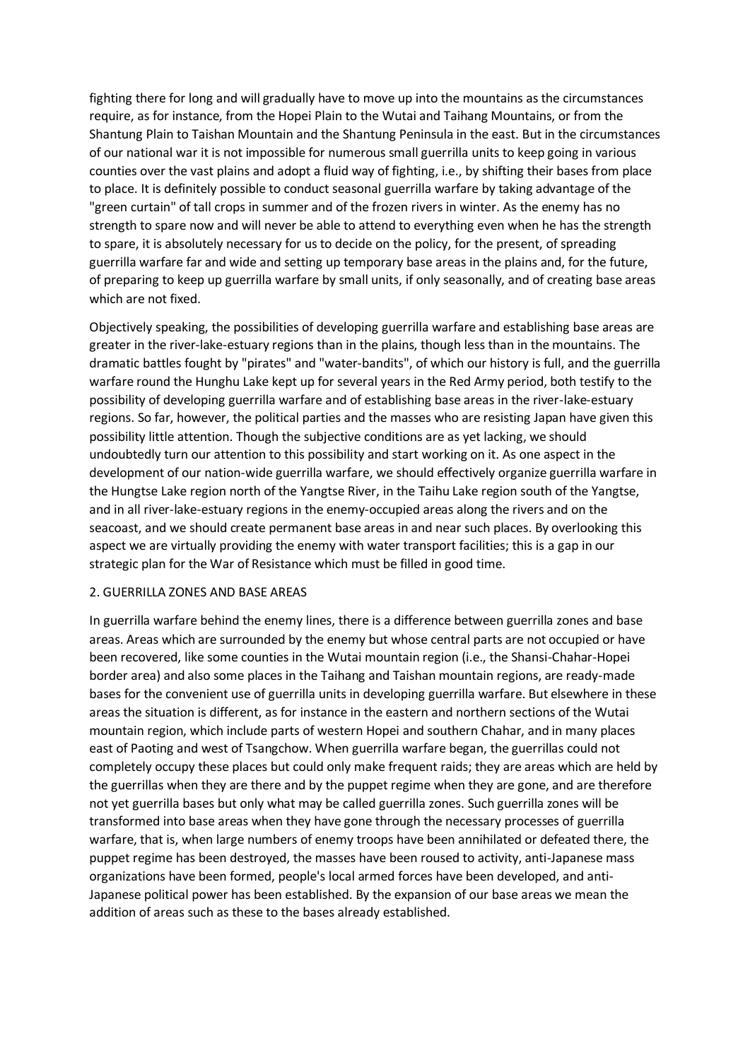fighting there for long and will gradually have to move up into the mountains as the circumstances require, as for instance, from the Hopei Plain to the Wutai and Taihang Mountains, or from the Shantung Plain to Taishan Mountain and the Shantung Peninsula in the east. But in the circumstances of our national war it is not impossible for numerous small guerrilla units to keep going in various counties over the vast plains and adopt a fluid way of fighting, i.e., by shifting their bases from place to place. It is definitely possible to conduct seasonal guerrilla warfare by taking advantage of the "green curtain" of tall crops in summer and of the frozen rivers in winter. As the enemy has no strength to spare now and will never be able to attend to everything even when he has the strength to spare, it is absolutely necessary for us to decide on the policy, for the present, of spreading guerrilla warfare far and wide and setting up temporary base areas in the plains and, for the future, of preparing to keep up guerrilla warfare by small units, if only seasonally, and of creating base areas which are not fixed.

Objectively speaking, the possibilities of developing guerrilla warfare and establishing base areas are greater in the river-lake-estuary regions than in the plains, though less than in the mountains. The dramatic battles fought by "pirates" and "water-bandits", of which our history is full, and the guerrilla warfare round the Hunghu Lake kept up for several years in the Red Army period, both testify to the possibility of developing guerrilla warfare and of establishing base areas in the river-lake-estuary regions. So far, however, the political parties and the masses who are resisting Japan have given this possibility little attention. Though the subjective conditions are as yet lacking, we should undoubtedly turn our attention to this possibility and start working on it. As one aspect in the development of our nation-wide guerrilla warfare, we should effectively organize guerrilla warfare in the Hungtse Lake region north of the Yangtse River, in the Taihu Lake region south of the Yangtse, and in all river-lake-estuary regions in the enemy-occupied areas along the rivers and on the seacoast, and we should create permanent base areas in and near such places. By overlooking this aspect we are virtually providing the enemy with water transport facilities; this is a gap in our strategic plan for the War of Resistance which must be filled in good time.

## 2. GUERRILLA ZONES AND BASE AREAS

In guerrilla warfare behind the enemy lines, there is a difference between guerrilla zones and base areas. Areas which are surrounded by the enemy but whose central parts are not occupied or have been recovered, like some counties in the Wutai mountain region (i.e., the Shansi-Chahar-Hopei border area) and also some places in the Taihang and Taishan mountain regions, are ready-made bases for the convenient use of guerrilla units in developing guerrilla warfare. But elsewhere in these areas the situation is different, as for instance in the eastern and northern sections of the Wutai mountain region, which include parts of western Hopei and southern Chahar, and in many places east of Paoting and west of Tsangchow. When guerrilla warfare began, the guerrillas could not completely occupy these places but could only make frequent raids; they are areas which are held by the guerrillas when they are there and by the puppet regime when they are gone, and are therefore not yet guerrilla bases but only what may be called guerrilla zones. Such guerrilla zones will be transformed into base areas when they have gone through the necessary processes of guerrilla warfare, that is, when large numbers of enemy troops have been annihilated or defeated there, the puppet regime has been destroyed, the masses have been roused to activity, anti-Japanese mass organizations have been formed, people's local armed forces have been developed, and anti-Japanese political power has been established. By the expansion of our base areas we mean the addition of areas such as these to the bases already established.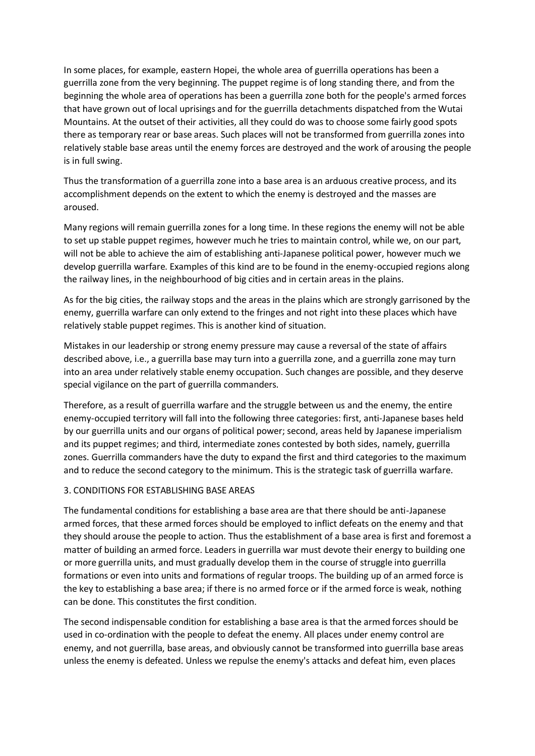In some places, for example, eastern Hopei, the whole area of guerrilla operations has been a guerrilla zone from the very beginning. The puppet regime is of long standing there, and from the beginning the whole area of operations has been a guerrilla zone both for the people's armed forces that have grown out of local uprisings and for the guerrilla detachments dispatched from the Wutai Mountains. At the outset of their activities, all they could do was to choose some fairly good spots there as temporary rear or base areas. Such places will not be transformed from guerrilla zones into relatively stable base areas until the enemy forces are destroyed and the work of arousing the people is in full swing.

Thus the transformation of a guerrilla zone into a base area is an arduous creative process, and its accomplishment depends on the extent to which the enemy is destroyed and the masses are aroused.

Many regions will remain guerrilla zones for a long time. In these regions the enemy will not be able to set up stable puppet regimes, however much he tries to maintain control, while we, on our part, will not be able to achieve the aim of establishing anti-Japanese political power, however much we develop guerrilla warfare. Examples of this kind are to be found in the enemy-occupied regions along the railway lines, in the neighbourhood of big cities and in certain areas in the plains.

As for the big cities, the railway stops and the areas in the plains which are strongly garrisoned by the enemy, guerrilla warfare can only extend to the fringes and not right into these places which have relatively stable puppet regimes. This is another kind of situation.

Mistakes in our leadership or strong enemy pressure may cause a reversal of the state of affairs described above, i.e., a guerrilla base may turn into a guerrilla zone, and a guerrilla zone may turn into an area under relatively stable enemy occupation. Such changes are possible, and they deserve special vigilance on the part of guerrilla commanders.

Therefore, as a result of guerrilla warfare and the struggle between us and the enemy, the entire enemy-occupied territory will fall into the following three categories: first, anti-Japanese bases held by our guerrilla units and our organs of political power; second, areas held by Japanese imperialism and its puppet regimes; and third, intermediate zones contested by both sides, namely, guerrilla zones. Guerrilla commanders have the duty to expand the first and third categories to the maximum and to reduce the second category to the minimum. This is the strategic task of guerrilla warfare.

## 3. CONDITIONS FOR ESTABLISHING BASE AREAS

The fundamental conditions for establishing a base area are that there should be anti-Japanese armed forces, that these armed forces should be employed to inflict defeats on the enemy and that they should arouse the people to action. Thus the establishment of a base area is first and foremost a matter of building an armed force. Leaders in guerrilla war must devote their energy to building one or more guerrilla units, and must gradually develop them in the course of struggle into guerrilla formations or even into units and formations of regular troops. The building up of an armed force is the key to establishing a base area; if there is no armed force or if the armed force is weak, nothing can be done. This constitutes the first condition.

The second indispensable condition for establishing a base area is that the armed forces should be used in co-ordination with the people to defeat the enemy. All places under enemy control are enemy, and not guerrilla, base areas, and obviously cannot be transformed into guerrilla base areas unless the enemy is defeated. Unless we repulse the enemy's attacks and defeat him, even places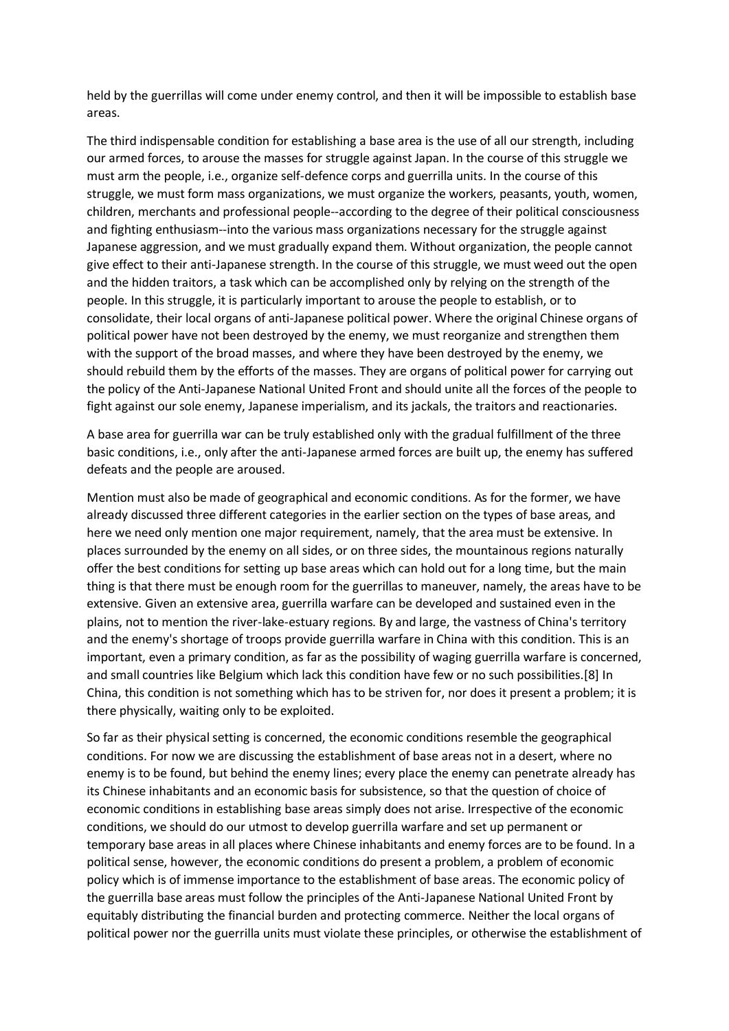held by the guerrillas will come under enemy control, and then it will be impossible to establish base areas.

The third indispensable condition for establishing a base area is the use of all our strength, including our armed forces, to arouse the masses for struggle against Japan. In the course of this struggle we must arm the people, i.e., organize self-defence corps and guerrilla units. In the course of this struggle, we must form mass organizations, we must organize the workers, peasants, youth, women, children, merchants and professional people--according to the degree of their political consciousness and fighting enthusiasm--into the various mass organizations necessary for the struggle against Japanese aggression, and we must gradually expand them. Without organization, the people cannot give effect to their anti-Japanese strength. In the course of this struggle, we must weed out the open and the hidden traitors, a task which can be accomplished only by relying on the strength of the people. In this struggle, it is particularly important to arouse the people to establish, or to consolidate, their local organs of anti-Japanese political power. Where the original Chinese organs of political power have not been destroyed by the enemy, we must reorganize and strengthen them with the support of the broad masses, and where they have been destroyed by the enemy, we should rebuild them by the efforts of the masses. They are organs of political power for carrying out the policy of the Anti-Japanese National United Front and should unite all the forces of the people to fight against our sole enemy, Japanese imperialism, and its jackals, the traitors and reactionaries.

A base area for guerrilla war can be truly established only with the gradual fulfillment of the three basic conditions, i.e., only after the anti-Japanese armed forces are built up, the enemy has suffered defeats and the people are aroused.

Mention must also be made of geographical and economic conditions. As for the former, we have already discussed three different categories in the earlier section on the types of base areas, and here we need only mention one major requirement, namely, that the area must be extensive. In places surrounded by the enemy on all sides, or on three sides, the mountainous regions naturally offer the best conditions for setting up base areas which can hold out for a long time, but the main thing is that there must be enough room for the guerrillas to maneuver, namely, the areas have to be extensive. Given an extensive area, guerrilla warfare can be developed and sustained even in the plains, not to mention the river-lake-estuary regions. By and large, the vastness of China's territory and the enemy's shortage of troops provide guerrilla warfare in China with this condition. This is an important, even a primary condition, as far as the possibility of waging guerrilla warfare is concerned, and small countries like Belgium which lack this condition have few or no such possibilities.[8] In China, this condition is not something which has to be striven for, nor does it present a problem; it is there physically, waiting only to be exploited.

So far as their physical setting is concerned, the economic conditions resemble the geographical conditions. For now we are discussing the establishment of base areas not in a desert, where no enemy is to be found, but behind the enemy lines; every place the enemy can penetrate already has its Chinese inhabitants and an economic basis for subsistence, so that the question of choice of economic conditions in establishing base areas simply does not arise. Irrespective of the economic conditions, we should do our utmost to develop guerrilla warfare and set up permanent or temporary base areas in all places where Chinese inhabitants and enemy forces are to be found. In a political sense, however, the economic conditions do present a problem, a problem of economic policy which is of immense importance to the establishment of base areas. The economic policy of the guerrilla base areas must follow the principles of the Anti-Japanese National United Front by equitably distributing the financial burden and protecting commerce. Neither the local organs of political power nor the guerrilla units must violate these principles, or otherwise the establishment of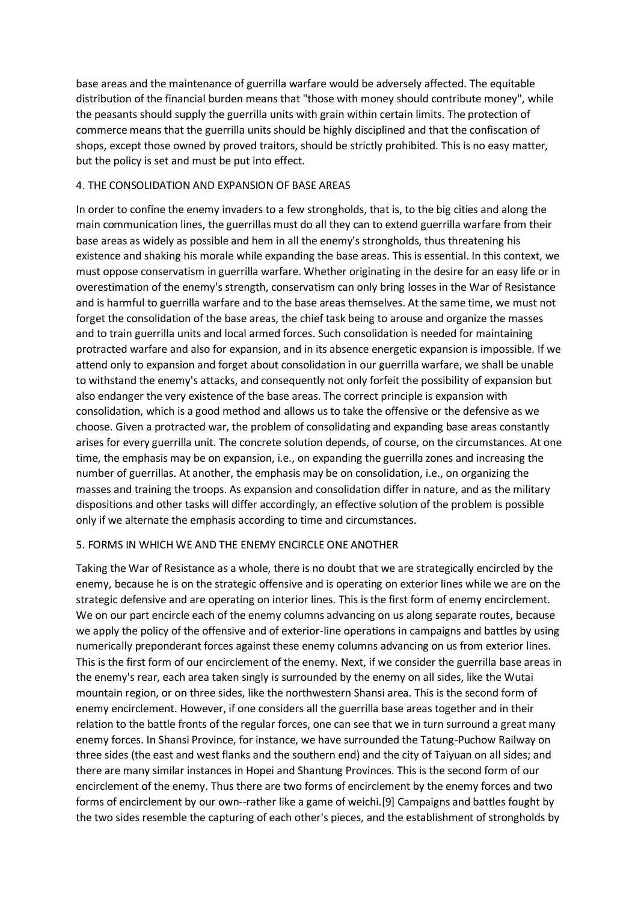base areas and the maintenance of guerrilla warfare would be adversely affected. The equitable distribution of the financial burden means that "those with money should contribute money", while the peasants should supply the guerrilla units with grain within certain limits. The protection of commerce means that the guerrilla units should be highly disciplined and that the confiscation of shops, except those owned by proved traitors, should be strictly prohibited. This is no easy matter, but the policy is set and must be put into effect.

## 4. THE CONSOLIDATION AND EXPANSION OF BASE AREAS

In order to confine the enemy invaders to a few strongholds, that is, to the big cities and along the main communication lines, the guerrillas must do all they can to extend guerrilla warfare from their base areas as widely as possible and hem in all the enemy's strongholds, thus threatening his existence and shaking his morale while expanding the base areas. This is essential. In this context, we must oppose conservatism in guerrilla warfare. Whether originating in the desire for an easy life or in overestimation of the enemy's strength, conservatism can only bring losses in the War of Resistance and is harmful to guerrilla warfare and to the base areas themselves. At the same time, we must not forget the consolidation of the base areas, the chief task being to arouse and organize the masses and to train guerrilla units and local armed forces. Such consolidation is needed for maintaining protracted warfare and also for expansion, and in its absence energetic expansion is impossible. If we attend only to expansion and forget about consolidation in our guerrilla warfare, we shall be unable to withstand the enemy's attacks, and consequently not only forfeit the possibility of expansion but also endanger the very existence of the base areas. The correct principle is expansion with consolidation, which is a good method and allows us to take the offensive or the defensive as we choose. Given a protracted war, the problem of consolidating and expanding base areas constantly arises for every guerrilla unit. The concrete solution depends, of course, on the circumstances. At one time, the emphasis may be on expansion, i.e., on expanding the guerrilla zones and increasing the number of guerrillas. At another, the emphasis may be on consolidation, i.e., on organizing the masses and training the troops. As expansion and consolidation differ in nature, and as the military dispositions and other tasks will differ accordingly, an effective solution of the problem is possible only if we alternate the emphasis according to time and circumstances.

## 5. FORMS IN WHICH WE AND THE ENEMY ENCIRCLE ONE ANOTHER

Taking the War of Resistance as a whole, there is no doubt that we are strategically encircled by the enemy, because he is on the strategic offensive and is operating on exterior lines while we are on the strategic defensive and are operating on interior lines. This is the first form of enemy encirclement. We on our part encircle each of the enemy columns advancing on us along separate routes, because we apply the policy of the offensive and of exterior-line operations in campaigns and battles by using numerically preponderant forces against these enemy columns advancing on us from exterior lines. This is the first form of our encirclement of the enemy. Next, if we consider the guerrilla base areas in the enemy's rear, each area taken singly is surrounded by the enemy on all sides, like the Wutai mountain region, or on three sides, like the northwestern Shansi area. This is the second form of enemy encirclement. However, if one considers all the guerrilla base areas together and in their relation to the battle fronts of the regular forces, one can see that we in turn surround a great many enemy forces. In Shansi Province, for instance, we have surrounded the Tatung-Puchow Railway on three sides (the east and west flanks and the southern end) and the city of Taiyuan on all sides; and there are many similar instances in Hopei and Shantung Provinces. This is the second form of our encirclement of the enemy. Thus there are two forms of encirclement by the enemy forces and two forms of encirclement by our own--rather like a game of weichi.[9] Campaigns and battles fought by the two sides resemble the capturing of each other's pieces, and the establishment of strongholds by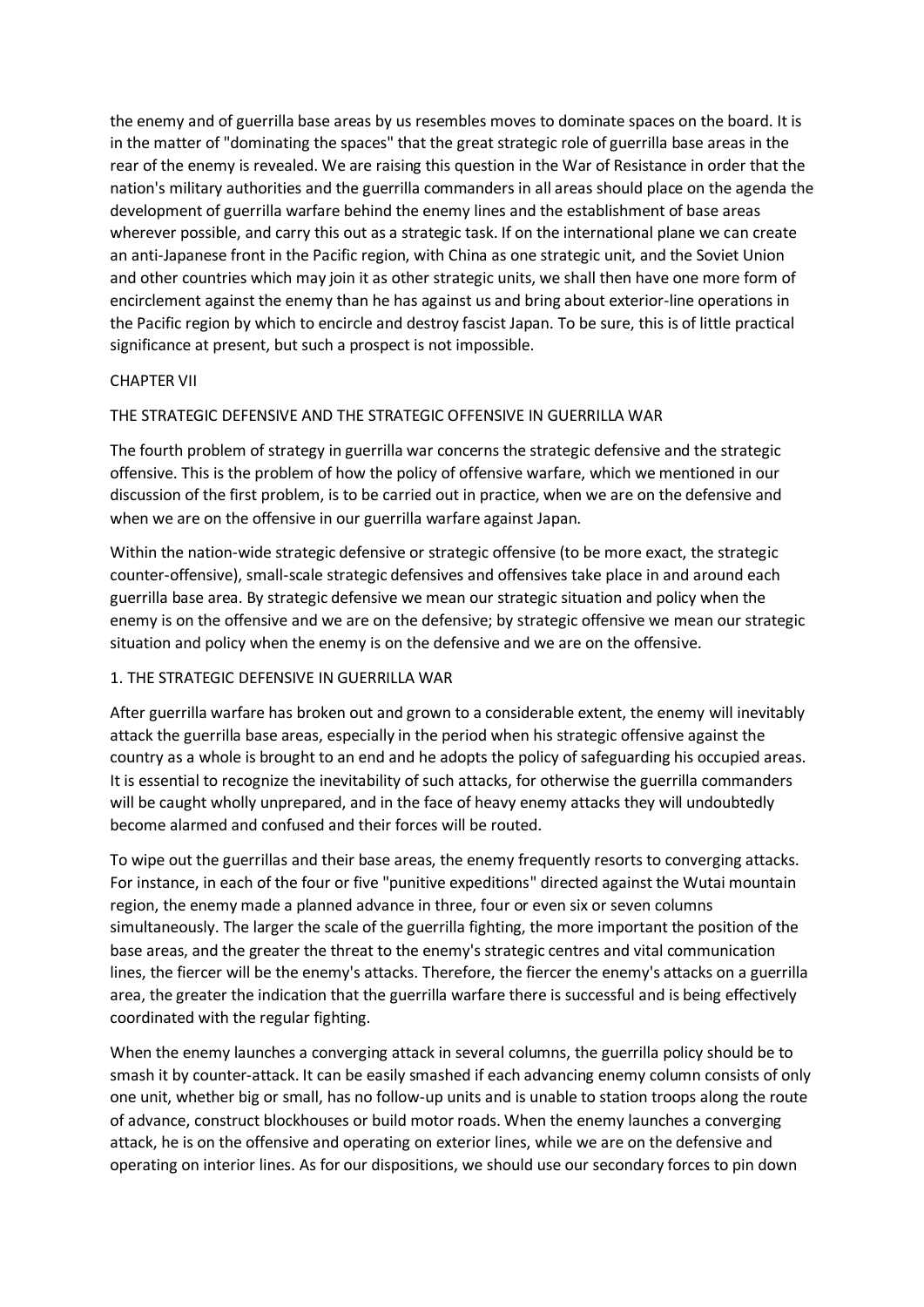the enemy and of guerrilla base areas by us resembles moves to dominate spaces on the board. It is in the matter of "dominating the spaces" that the great strategic role of guerrilla base areas in the rear of the enemy is revealed. We are raising this question in the War of Resistance in order that the nation's military authorities and the guerrilla commanders in all areas should place on the agenda the development of guerrilla warfare behind the enemy lines and the establishment of base areas wherever possible, and carry this out as a strategic task. If on the international plane we can create an anti-Japanese front in the Pacific region, with China as one strategic unit, and the Soviet Union and other countries which may join it as other strategic units, we shall then have one more form of encirclement against the enemy than he has against us and bring about exterior-line operations in the Pacific region by which to encircle and destroy fascist Japan. To be sure, this is of little practical significance at present, but such a prospect is not impossible.

## CHAPTER VII

## THE STRATEGIC DEFENSIVE AND THE STRATEGIC OFFENSIVE IN GUERRILLA WAR

The fourth problem of strategy in guerrilla war concerns the strategic defensive and the strategic offensive. This is the problem of how the policy of offensive warfare, which we mentioned in our discussion of the first problem, is to be carried out in practice, when we are on the defensive and when we are on the offensive in our guerrilla warfare against Japan.

Within the nation-wide strategic defensive or strategic offensive (to be more exact, the strategic counter-offensive), small-scale strategic defensives and offensives take place in and around each guerrilla base area. By strategic defensive we mean our strategic situation and policy when the enemy is on the offensive and we are on the defensive; by strategic offensive we mean our strategic situation and policy when the enemy is on the defensive and we are on the offensive.

### 1. THE STRATEGIC DEFENSIVE IN GUERRILLA WAR

After guerrilla warfare has broken out and grown to a considerable extent, the enemy will inevitably attack the guerrilla base areas, especially in the period when his strategic offensive against the country as a whole is brought to an end and he adopts the policy of safeguarding his occupied areas. It is essential to recognize the inevitability of such attacks, for otherwise the guerrilla commanders will be caught wholly unprepared, and in the face of heavy enemy attacks they will undoubtedly become alarmed and confused and their forces will be routed.

To wipe out the guerrillas and their base areas, the enemy frequently resorts to converging attacks. For instance, in each of the four or five "punitive expeditions" directed against the Wutai mountain region, the enemy made a planned advance in three, four or even six or seven columns simultaneously. The larger the scale of the guerrilla fighting, the more important the position of the base areas, and the greater the threat to the enemy's strategic centres and vital communication lines, the fiercer will be the enemy's attacks. Therefore, the fiercer the enemy's attacks on a guerrilla area, the greater the indication that the guerrilla warfare there is successful and is being effectively coordinated with the regular fighting.

When the enemy launches a converging attack in several columns, the guerrilla policy should be to smash it by counter-attack. It can be easily smashed if each advancing enemy column consists of only one unit, whether big or small, has no follow-up units and is unable to station troops along the route of advance, construct blockhouses or build motor roads. When the enemy launches a converging attack, he is on the offensive and operating on exterior lines, while we are on the defensive and operating on interior lines. As for our dispositions, we should use our secondary forces to pin down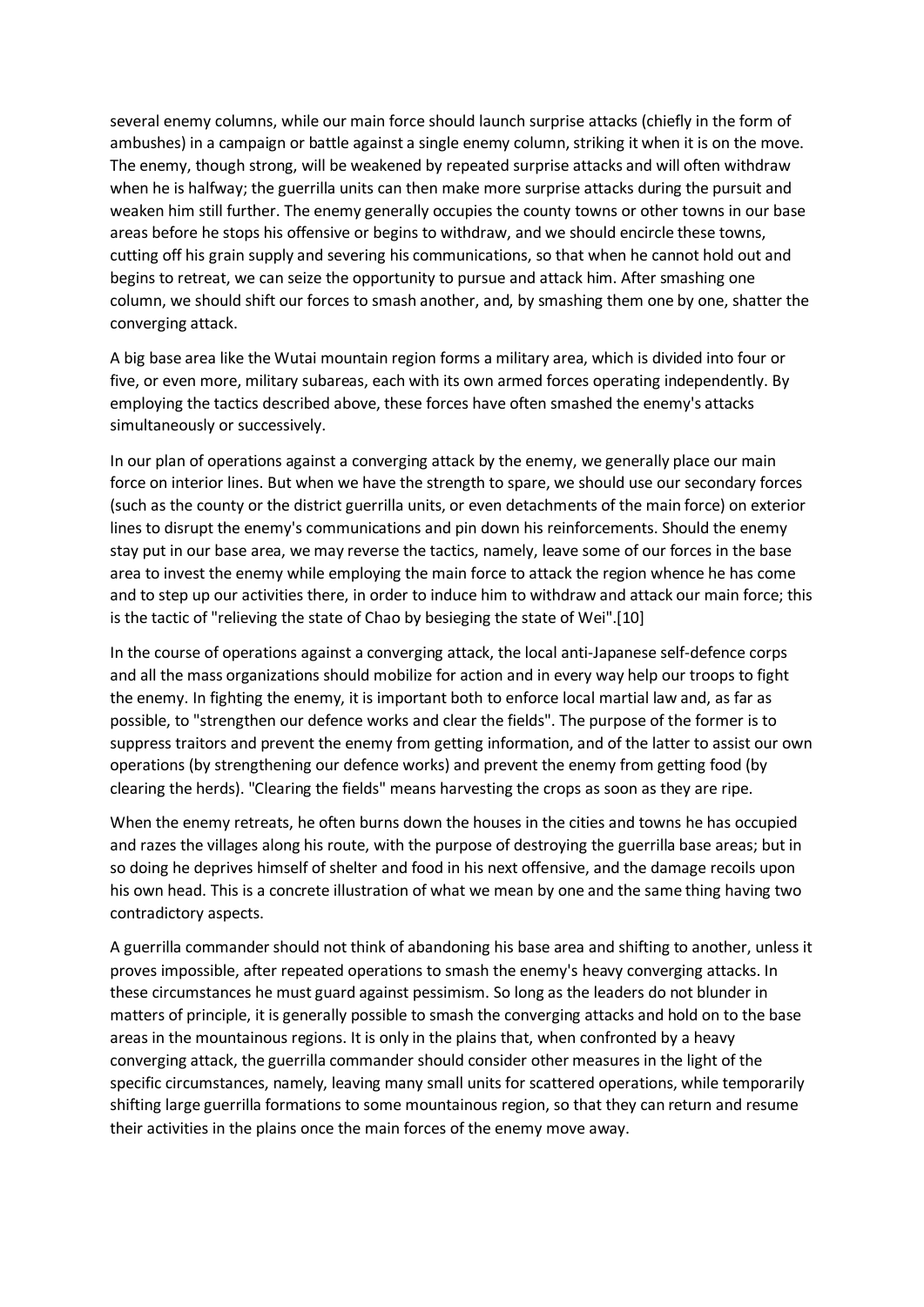several enemy columns, while our main force should launch surprise attacks (chiefly in the form of ambushes) in a campaign or battle against a single enemy column, striking it when it is on the move. The enemy, though strong, will be weakened by repeated surprise attacks and will often withdraw when he is halfway; the guerrilla units can then make more surprise attacks during the pursuit and weaken him still further. The enemy generally occupies the county towns or other towns in our base areas before he stops his offensive or begins to withdraw, and we should encircle these towns, cutting off his grain supply and severing his communications, so that when he cannot hold out and begins to retreat, we can seize the opportunity to pursue and attack him. After smashing one column, we should shift our forces to smash another, and, by smashing them one by one, shatter the converging attack.

A big base area like the Wutai mountain region forms a military area, which is divided into four or five, or even more, military subareas, each with its own armed forces operating independently. By employing the tactics described above, these forces have often smashed the enemy's attacks simultaneously or successively.

In our plan of operations against a converging attack by the enemy, we generally place our main force on interior lines. But when we have the strength to spare, we should use our secondary forces (such as the county or the district guerrilla units, or even detachments of the main force) on exterior lines to disrupt the enemy's communications and pin down his reinforcements. Should the enemy stay put in our base area, we may reverse the tactics, namely, leave some of our forces in the base area to invest the enemy while employing the main force to attack the region whence he has come and to step up our activities there, in order to induce him to withdraw and attack our main force; this is the tactic of "relieving the state of Chao by besieging the state of Wei".[10]

In the course of operations against a converging attack, the local anti-Japanese self-defence corps and all the mass organizations should mobilize for action and in every way help our troops to fight the enemy. In fighting the enemy, it is important both to enforce local martial law and, as far as possible, to "strengthen our defence works and clear the fields". The purpose of the former is to suppress traitors and prevent the enemy from getting information, and of the latter to assist our own operations (by strengthening our defence works) and prevent the enemy from getting food (by clearing the herds). "Clearing the fields" means harvesting the crops as soon as they are ripe.

When the enemy retreats, he often burns down the houses in the cities and towns he has occupied and razes the villages along his route, with the purpose of destroying the guerrilla base areas; but in so doing he deprives himself of shelter and food in his next offensive, and the damage recoils upon his own head. This is a concrete illustration of what we mean by one and the same thing having two contradictory aspects.

A guerrilla commander should not think of abandoning his base area and shifting to another, unless it proves impossible, after repeated operations to smash the enemy's heavy converging attacks. In these circumstances he must guard against pessimism. So long as the leaders do not blunder in matters of principle, it is generally possible to smash the converging attacks and hold on to the base areas in the mountainous regions. It is only in the plains that, when confronted by a heavy converging attack, the guerrilla commander should consider other measures in the light of the specific circumstances, namely, leaving many small units for scattered operations, while temporarily shifting large guerrilla formations to some mountainous region, so that they can return and resume their activities in the plains once the main forces of the enemy move away.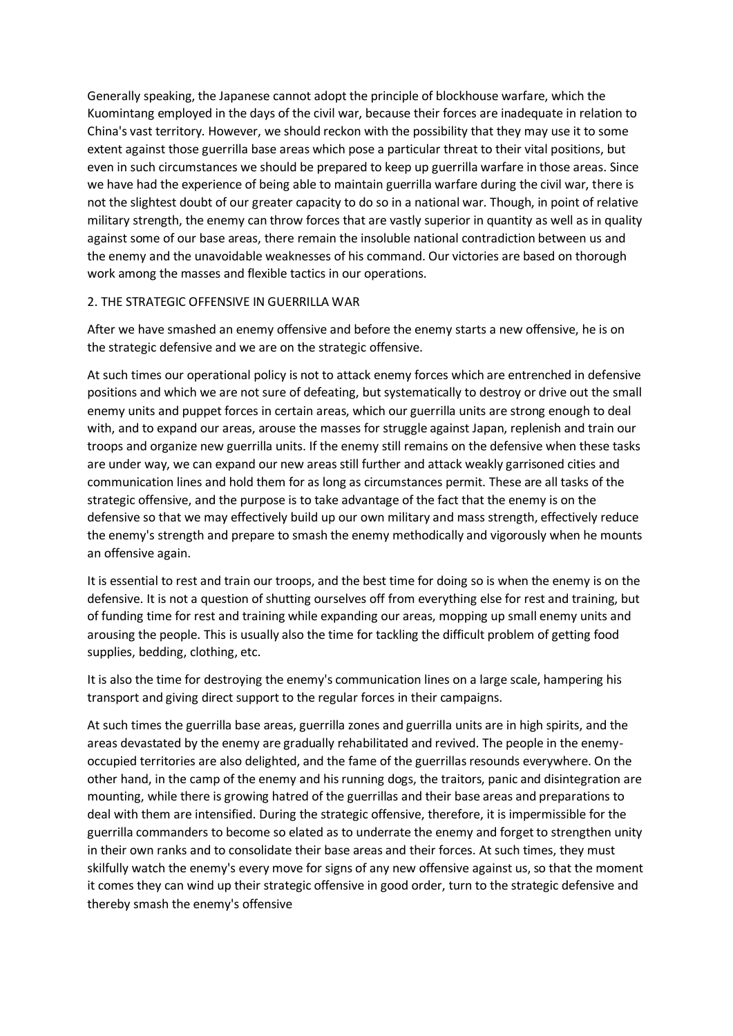Generally speaking, the Japanese cannot adopt the principle of blockhouse warfare, which the Kuomintang employed in the days of the civil war, because their forces are inadequate in relation to China's vast territory. However, we should reckon with the possibility that they may use it to some extent against those guerrilla base areas which pose a particular threat to their vital positions, but even in such circumstances we should be prepared to keep up guerrilla warfare in those areas. Since we have had the experience of being able to maintain guerrilla warfare during the civil war, there is not the slightest doubt of our greater capacity to do so in a national war. Though, in point of relative military strength, the enemy can throw forces that are vastly superior in quantity as well as in quality against some of our base areas, there remain the insoluble national contradiction between us and the enemy and the unavoidable weaknesses of his command. Our victories are based on thorough work among the masses and flexible tactics in our operations.

## 2. THE STRATEGIC OFFENSIVE IN GUERRILLA WAR

After we have smashed an enemy offensive and before the enemy starts a new offensive, he is on the strategic defensive and we are on the strategic offensive.

At such times our operational policy is not to attack enemy forces which are entrenched in defensive positions and which we are not sure of defeating, but systematically to destroy or drive out the small enemy units and puppet forces in certain areas, which our guerrilla units are strong enough to deal with, and to expand our areas, arouse the masses for struggle against Japan, replenish and train our troops and organize new guerrilla units. If the enemy still remains on the defensive when these tasks are under way, we can expand our new areas still further and attack weakly garrisoned cities and communication lines and hold them for as long as circumstances permit. These are all tasks of the strategic offensive, and the purpose is to take advantage of the fact that the enemy is on the defensive so that we may effectively build up our own military and mass strength, effectively reduce the enemy's strength and prepare to smash the enemy methodically and vigorously when he mounts an offensive again.

It is essential to rest and train our troops, and the best time for doing so is when the enemy is on the defensive. It is not a question of shutting ourselves off from everything else for rest and training, but of funding time for rest and training while expanding our areas, mopping up small enemy units and arousing the people. This is usually also the time for tackling the difficult problem of getting food supplies, bedding, clothing, etc.

It is also the time for destroying the enemy's communication lines on a large scale, hampering his transport and giving direct support to the regular forces in their campaigns.

At such times the guerrilla base areas, guerrilla zones and guerrilla units are in high spirits, and the areas devastated by the enemy are gradually rehabilitated and revived. The people in the enemy-occupied territories are also delighted, and the fame of the guerrillas resounds everywhere. On the other hand, in the camp of the enemy and his running dogs, the traitors, panic and disintegration are mounting, while there is growing hatred of the guerrillas and their base areas and preparations to deal with them are intensified. During the strategic offensive, therefore, it is impermissible for the guerrilla commanders to become so elated as to underrate the enemy and forget to strengthen unity in their own ranks and to consolidate their base areas and their forces. At such times, they must skilfully watch the enemy's every move for signs of any new offensive against us, so that the moment it comes they can wind up their strategic offensive in good order, turn to the strategic defensive and thereby smash the enemy's offensive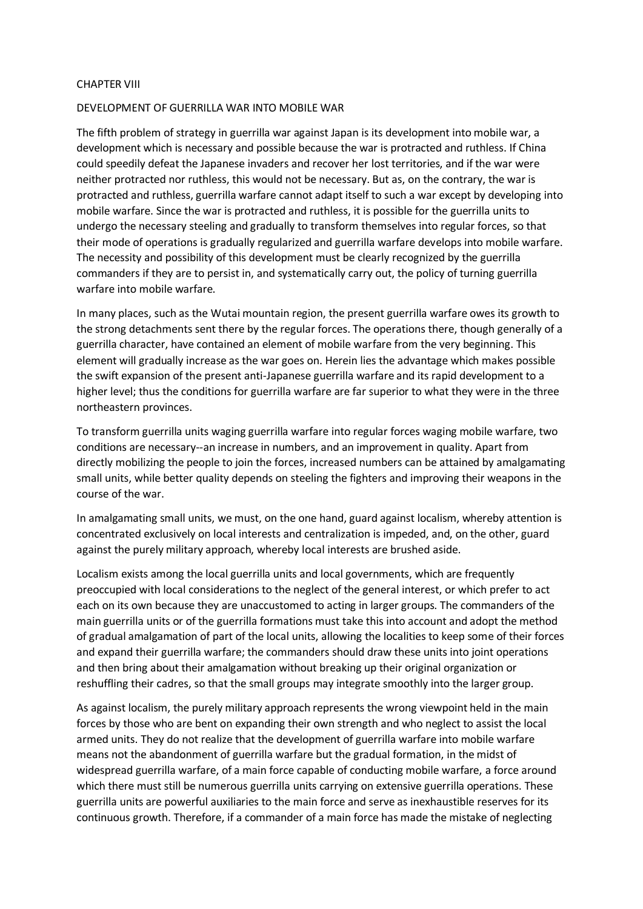## CHAPTER VIII

## DEVELOPMENT OF GUERRILLA WAR INTO MOBILE WAR

The fifth problem of strategy in guerrilla war against Japan is its development into mobile war, a development which is necessary and possible because the war is protracted and ruthless. If China could speedily defeat the Japanese invaders and recover her lost territories, and if the war were neither protracted nor ruthless, this would not be necessary. But as, on the contrary, the war is protracted and ruthless, guerrilla warfare cannot adapt itself to such a war except by developing into mobile warfare. Since the war is protracted and ruthless, it is possible for the guerrilla units to undergo the necessary steeling and gradually to transform themselves into regular forces, so that their mode of operations is gradually regularized and guerrilla warfare develops into mobile warfare. The necessity and possibility of this development must be clearly recognized by the guerrilla commanders if they are to persist in, and systematically carry out, the policy of turning guerrilla warfare into mobile warfare.

In many places, such as the Wutai mountain region, the present guerrilla warfare owes its growth to the strong detachments sent there by the regular forces. The operations there, though generally of a guerrilla character, have contained an element of mobile warfare from the very beginning. This element will gradually increase as the war goes on. Herein lies the advantage which makes possible the swift expansion of the present anti-Japanese guerrilla warfare and its rapid development to a higher level; thus the conditions for guerrilla warfare are far superior to what they were in the three northeastern provinces.

To transform guerrilla units waging guerrilla warfare into regular forces waging mobile warfare, two conditions are necessary--an increase in numbers, and an improvement in quality. Apart from directly mobilizing the people to join the forces, increased numbers can be attained by amalgamating small units, while better quality depends on steeling the fighters and improving their weapons in the course of the war.

In amalgamating small units, we must, on the one hand, guard against localism, whereby attention is concentrated exclusively on local interests and centralization is impeded, and, on the other, guard against the purely military approach, whereby local interests are brushed aside.

Localism exists among the local guerrilla units and local governments, which are frequently preoccupied with local considerations to the neglect of the general interest, or which prefer to act each on its own because they are unaccustomed to acting in larger groups. The commanders of the main guerrilla units or of the guerrilla formations must take this into account and adopt the method of gradual amalgamation of part of the local units, allowing the localities to keep some of their forces and expand their guerrilla warfare; the commanders should draw these units into joint operations and then bring about their amalgamation without breaking up their original organization or reshuffling their cadres, so that the small groups may integrate smoothly into the larger group.

As against localism, the purely military approach represents the wrong viewpoint held in the main forces by those who are bent on expanding their own strength and who neglect to assist the local armed units. They do not realize that the development of guerrilla warfare into mobile warfare means not the abandonment of guerrilla warfare but the gradual formation, in the midst of widespread guerrilla warfare, of a main force capable of conducting mobile warfare, a force around which there must still be numerous guerrilla units carrying on extensive guerrilla operations. These guerrilla units are powerful auxiliaries to the main force and serve as inexhaustible reserves for its continuous growth. Therefore, if a commander of a main force has made the mistake of neglecting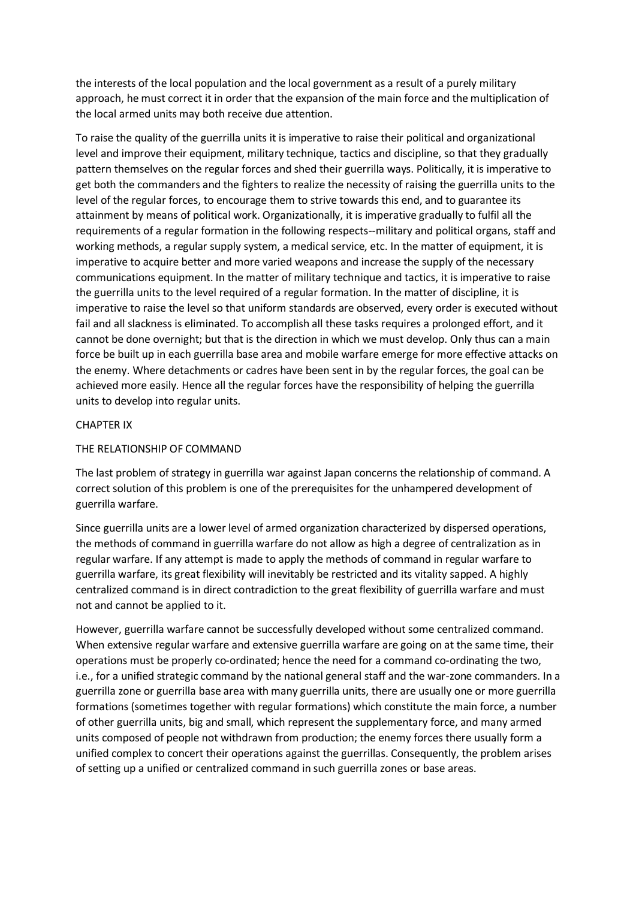the interests of the local population and the local government as a result of a purely military approach, he must correct it in order that the expansion of the main force and the multiplication of the local armed units may both receive due attention.

To raise the quality of the guerrilla units it is imperative to raise their political and organizational level and improve their equipment, military technique, tactics and discipline, so that they gradually pattern themselves on the regular forces and shed their guerrilla ways. Politically, it is imperative to get both the commanders and the fighters to realize the necessity of raising the guerrilla units to the level of the regular forces, to encourage them to strive towards this end, and to guarantee its attainment by means of political work. Organizationally, it is imperative gradually to fulfil all the requirements of a regular formation in the following respects--military and political organs, staff and working methods, a regular supply system, a medical service, etc. In the matter of equipment, it is imperative to acquire better and more varied weapons and increase the supply of the necessary communications equipment. In the matter of military technique and tactics, it is imperative to raise the guerrilla units to the level required of a regular formation. In the matter of discipline, it is imperative to raise the level so that uniform standards are observed, every order is executed without fail and all slackness is eliminated. To accomplish all these tasks requires a prolonged effort, and it cannot be done overnight; but that is the direction in which we must develop. Only thus can a main force be built up in each guerrilla base area and mobile warfare emerge for more effective attacks on the enemy. Where detachments or cadres have been sent in by the regular forces, the goal can be achieved more easily. Hence all the regular forces have the responsibility of helping the guerrilla units to develop into regular units.

## CHAPTER IX

## THE RELATIONSHIP OF COMMAND

The last problem of strategy in guerrilla war against Japan concerns the relationship of command. A correct solution of this problem is one of the prerequisites for the unhampered development of guerrilla warfare.

Since guerrilla units are a lower level of armed organization characterized by dispersed operations, the methods of command in guerrilla warfare do not allow as high a degree of centralization as in regular warfare. If any attempt is made to apply the methods of command in regular warfare to guerrilla warfare, its great flexibility will inevitably be restricted and its vitality sapped. A highly centralized command is in direct contradiction to the great flexibility of guerrilla warfare and must not and cannot be applied to it.

However, guerrilla warfare cannot be successfully developed without some centralized command. When extensive regular warfare and extensive guerrilla warfare are going on at the same time, their operations must be properly co-ordinated; hence the need for a command co-ordinating the two, i.e., for a unified strategic command by the national general staff and the war-zone commanders. In a guerrilla zone or guerrilla base area with many guerrilla units, there are usually one or more guerrilla formations (sometimes together with regular formations) which constitute the main force, a number of other guerrilla units, big and small, which represent the supplementary force, and many armed units composed of people not withdrawn from production; the enemy forces there usually form a unified complex to concert their operations against the guerrillas. Consequently, the problem arises of setting up a unified or centralized command in such guerrilla zones or base areas.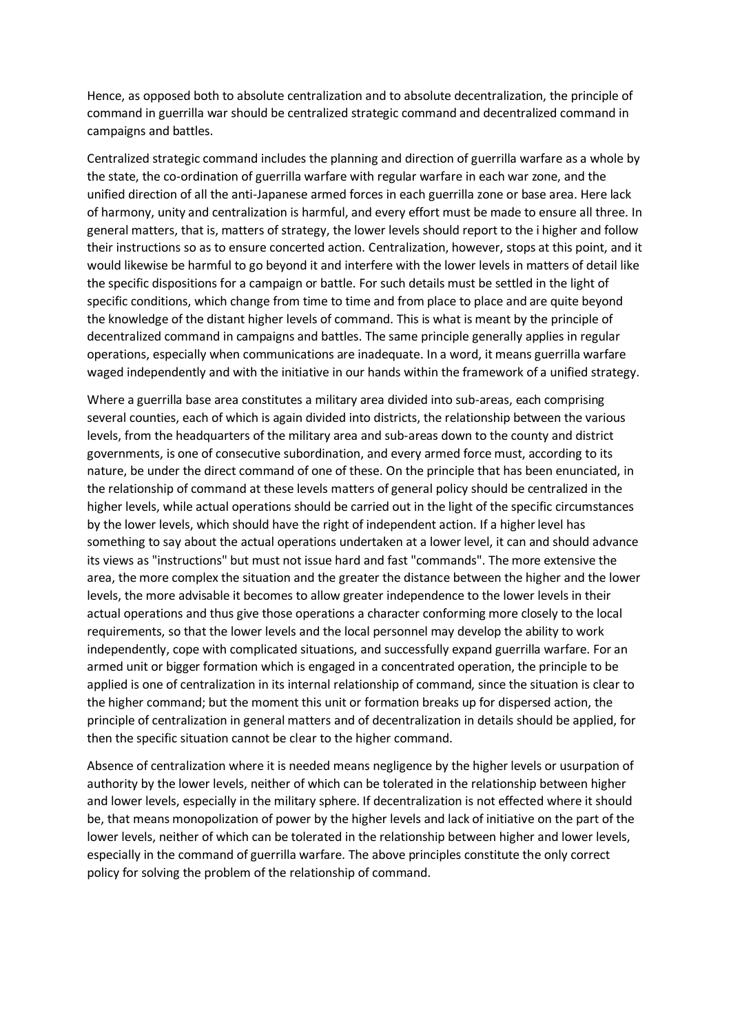Hence, as opposed both to absolute centralization and to absolute decentralization, the principle of command in guerrilla war should be centralized strategic command and decentralized command in campaigns and battles.

Centralized strategic command includes the planning and direction of guerrilla warfare as a whole by the state, the co-ordination of guerrilla warfare with regular warfare in each war zone, and the unified direction of all the anti-Japanese armed forces in each guerrilla zone or base area. Here lack of harmony, unity and centralization is harmful, and every effort must be made to ensure all three. In general matters, that is, matters of strategy, the lower levels should report to the i higher and follow their instructions so as to ensure concerted action. Centralization, however, stops at this point, and it would likewise be harmful to go beyond it and interfere with the lower levels in matters of detail like the specific dispositions for a campaign or battle. For such details must be settled in the light of specific conditions, which change from time to time and from place to place and are quite beyond the knowledge of the distant higher levels of command. This is what is meant by the principle of decentralized command in campaigns and battles. The same principle generally applies in regular operations, especially when communications are inadequate. In a word, it means guerrilla warfare waged independently and with the initiative in our hands within the framework of a unified strategy.

Where a guerrilla base area constitutes a military area divided into sub-areas, each comprising several counties, each of which is again divided into districts, the relationship between the various levels, from the headquarters of the military area and sub-areas down to the county and district governments, is one of consecutive subordination, and every armed force must, according to its nature, be under the direct command of one of these. On the principle that has been enunciated, in the relationship of command at these levels matters of general policy should be centralized in the higher levels, while actual operations should be carried out in the light of the specific circumstances by the lower levels, which should have the right of independent action. If a higher level has something to say about the actual operations undertaken at a lower level, it can and should advance its views as "instructions" but must not issue hard and fast "commands". The more extensive the area, the more complex the situation and the greater the distance between the higher and the lower levels, the more advisable it becomes to allow greater independence to the lower levels in their actual operations and thus give those operations a character conforming more closely to the local requirements, so that the lower levels and the local personnel may develop the ability to work independently, cope with complicated situations, and successfully expand guerrilla warfare. For an armed unit or bigger formation which is engaged in a concentrated operation, the principle to be applied is one of centralization in its internal relationship of command, since the situation is clear to the higher command; but the moment this unit or formation breaks up for dispersed action, the principle of centralization in general matters and of decentralization in details should be applied, for then the specific situation cannot be clear to the higher command.

Absence of centralization where it is needed means negligence by the higher levels or usurpation of authority by the lower levels, neither of which can be tolerated in the relationship between higher and lower levels, especially in the military sphere. If decentralization is not effected where it should be, that means monopolization of power by the higher levels and lack of initiative on the part of the lower levels, neither of which can be tolerated in the relationship between higher and lower levels, especially in the command of guerrilla warfare. The above principles constitute the only correct policy for solving the problem of the relationship of command.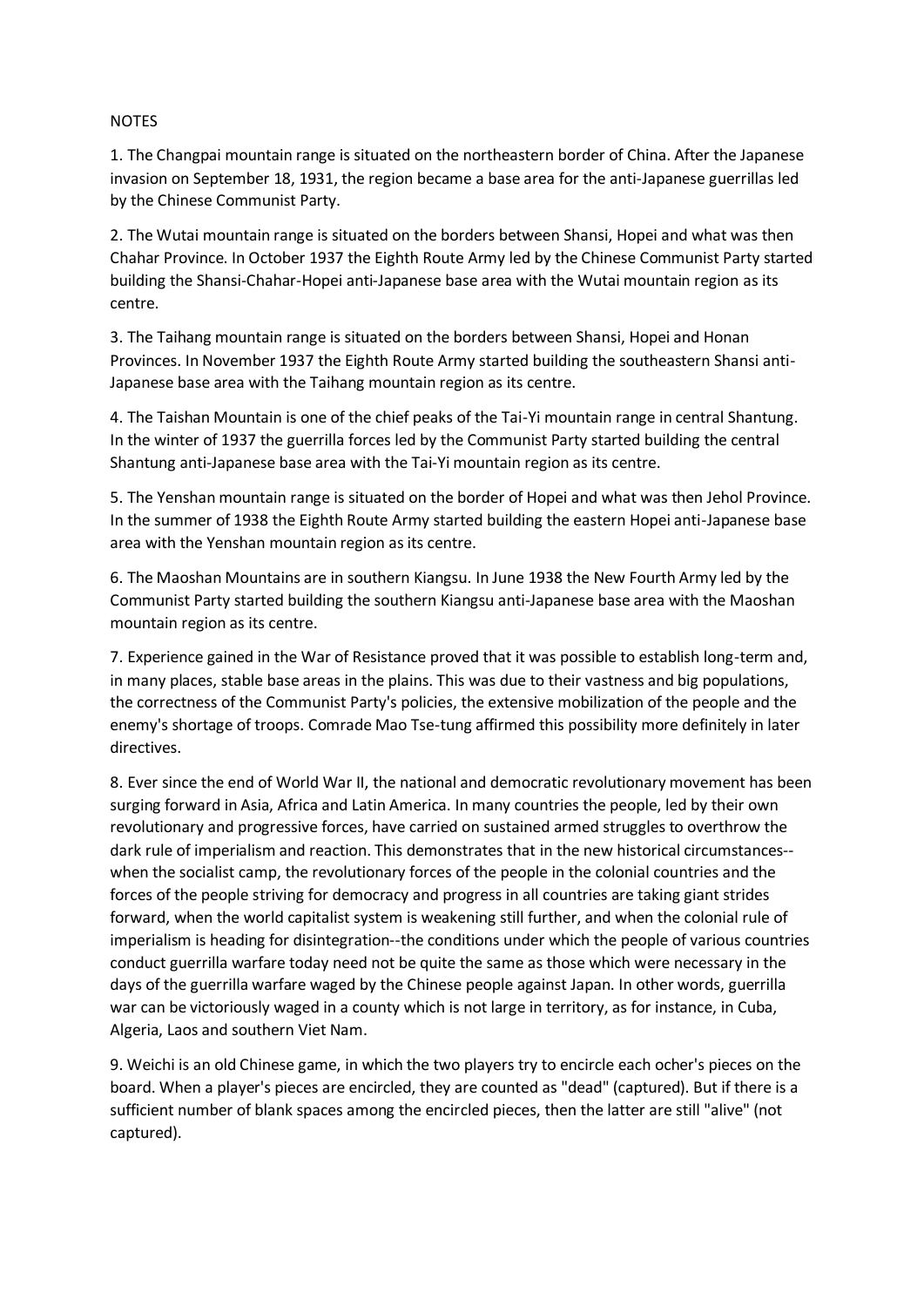NOTES

1. The Changpai mountain range is situated on the northeastern border of China. After the Japanese invasion on September 18, 1931, the region became a base area for the anti-Japanese guerrillas led by the Chinese Communist Party.

2. The Wutai mountain range is situated on the borders between Shansi, Hopei and what was then Chahar Province. In October 1937 the Eighth Route Army led by the Chinese Communist Party started building the Shansi-Chahar-Hopei anti-Japanese base area with the Wutai mountain region as its centre.

3. The Taihang mountain range is situated on the borders between Shansi, Hopei and Honan Provinces. In November 1937 the Eighth Route Army started building the southeastern Shansi anti-Japanese base area with the Taihang mountain region as its centre.

4. The Taishan Mountain is one of the chief peaks of the Tai-Yi mountain range in central Shantung. In the winter of 1937 the guerrilla forces led by the Communist Party started building the central Shantung anti-Japanese base area with the Tai-Yi mountain region as its centre.

5. The Yenshan mountain range is situated on the border of Hopei and what was then Jehol Province. In the summer of 1938 the Eighth Route Army started building the eastern Hopei anti-Japanese base area with the Yenshan mountain region as its centre.

6. The Maoshan Mountains are in southern Kiangsu. In June 1938 the New Fourth Army led by the Communist Party started building the southern Kiangsu anti-Japanese base area with the Maoshan mountain region as its centre.

7. Experience gained in the War of Resistance proved that it was possible to establish long-term and, in many places, stable base areas in the plains. This was due to their vastness and big populations, the correctness of the Communist Party's policies, the extensive mobilization of the people and the enemy's shortage of troops. Comrade Mao Tse-tung affirmed this possibility more definitely in later directives.

8. Ever since the end of World War II, the national and democratic revolutionary movement has been surging forward in Asia, Africa and Latin America. In many countries the people, led by their own revolutionary and progressive forces, have carried on sustained armed struggles to overthrow the dark rule of imperialism and reaction. This demonstrates that in the new historical circumstances--when the socialist camp, the revolutionary forces of the people in the colonial countries and the forces of the people striving for democracy and progress in all countries are taking giant strides forward, when the world capitalist system is weakening still further, and when the colonial rule of imperialism is heading for disintegration--the conditions under which the people of various countries conduct guerrilla warfare today need not be quite the same as those which were necessary in the days of the guerrilla warfare waged by the Chinese people against Japan. In other words, guerrilla war can be victoriously waged in a county which is not large in territory, as for instance, in Cuba, Algeria, Laos and southern Viet Nam.

9. Weichi is an old Chinese game, in which the two players try to encircle each ocher's pieces on the board. When a player's pieces are encircled, they are counted as "dead" (captured). But if there is a sufficient number of blank spaces among the encircled pieces, then the latter are still "alive" (not captured).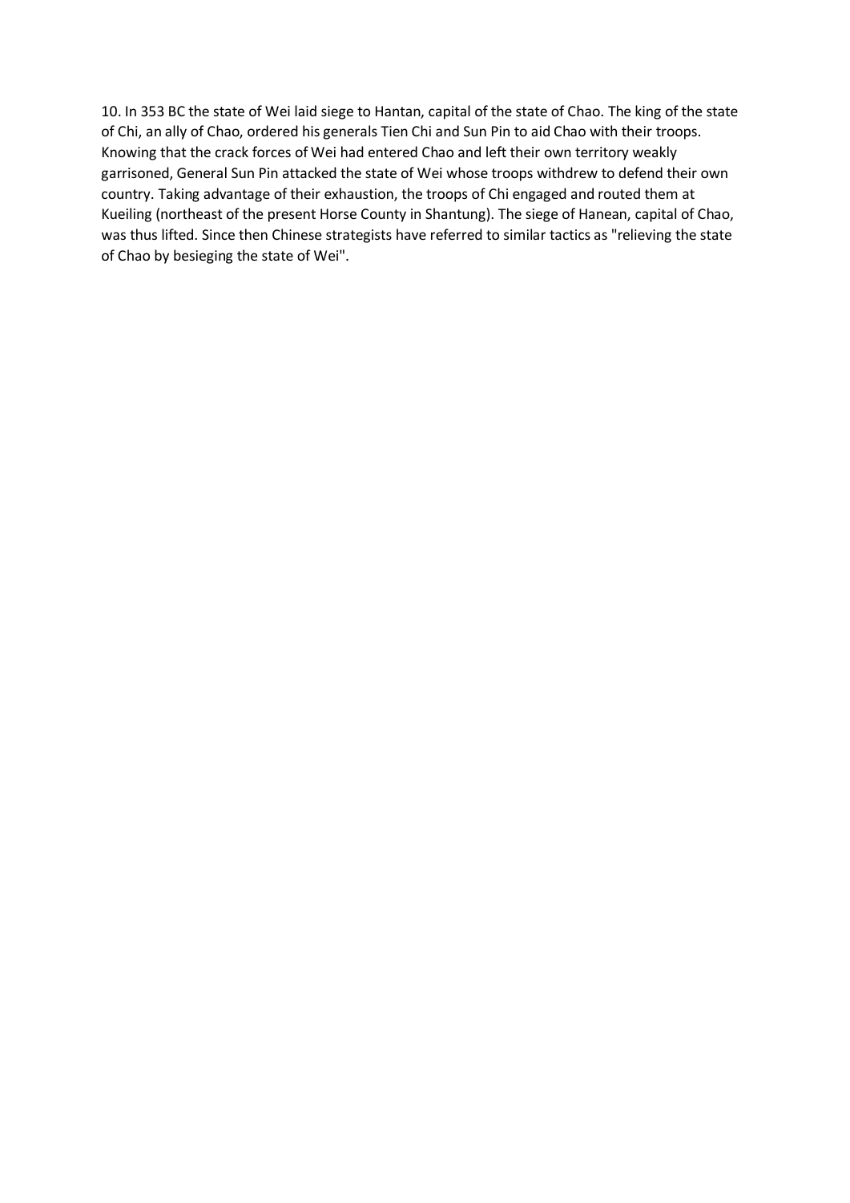10. In 353 BC the state of Wei laid siege to Hantan, capital of the state of Chao. The king of the state of Chi, an ally of Chao, ordered his generals Tien Chi and Sun Pin to aid Chao with their troops. Knowing that the crack forces of Wei had entered Chao and left their own territory weakly garrisoned, General Sun Pin attacked the state of Wei whose troops withdrew to defend their own country. Taking advantage of their exhaustion, the troops of Chi engaged and routed them at Kueiling (northeast of the present Horse County in Shantung). The siege of Hanean, capital of Chao, was thus lifted. Since then Chinese strategists have referred to similar tactics as "relieving the state of Chao by besieging the state of Wei".